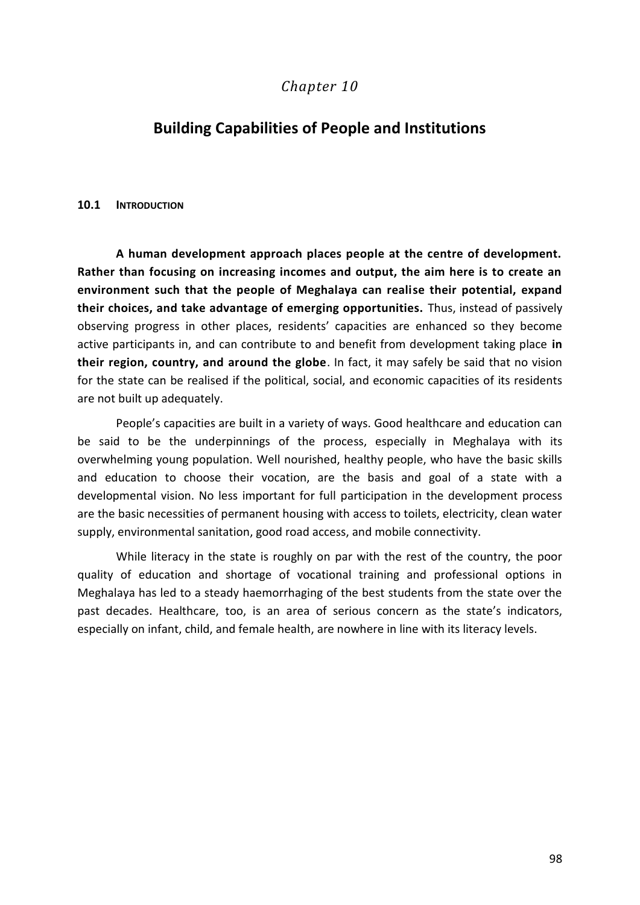*Chapter 10*

# Building Capabilities of People and Institutions

## 10.1 INTRODUCTION

**A human development approach places people at the centre of development. Rather than focusing on increasing incomes and output, the aim here is to create an environment such that the people of Meghalaya can realise their potential, expand their choices, and take advantage of emerging opportunities.** Thus, instead of passively observing progress in other places, residents' capacities are enhanced so they become active participants in, and can contribute to and benefit from development taking place **in their region, country, and around the globe**. In fact, it may safely be said that no vision for the state can be realised if the political, social, and economic capacities of its residents are not built up adequately.

People's capacities are built in a variety of ways. Good healthcare and education can be said to be the underpinnings of the process, especially in Meghalaya with its overwhelming young population. Well nourished, healthy people, who have the basic skills and education to choose their vocation, are the basis and goal of a state with a developmental vision. No less important for full participation in the development process are the basic necessities of permanent housing with access to toilets, electricity, clean water supply, environmental sanitation, good road access, and mobile connectivity.

While literacy in the state is roughly on par with the rest of the country, the poor quality of education and shortage of vocational training and professional options in Meghalaya has led to a steady haemorrhaging of the best students from the state over the past decades. Healthcare, too, is an area of serious concern as the state's indicators, especially on infant, child, and female health, are nowhere in line with its literacy levels.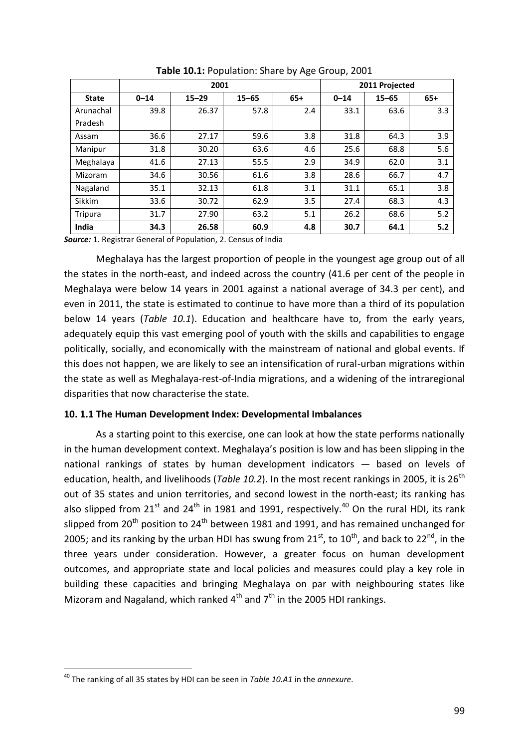**Table 10.1:** Population: Share by Age Group, 2001

| | 2001 | | | | 2011 Projected | | |
|---|---|---|---|---|---|---|---|
| **State** | **0–14** | **15–29** | **15–65** | **65+** | **0–14** | **15–65** | **65+** |
| Arunachal Pradesh | 39.8 | 26.37 | 57.8 | 2.4 | 33.1 | 63.6 | 3.3 |
| Assam | 36.6 | 27.17 | 59.6 | 3.8 | 31.8 | 64.3 | 3.9 |
| Manipur | 31.8 | 30.20 | 63.6 | 4.6 | 25.6 | 68.8 | 5.6 |
| Meghalaya | 41.6 | 27.13 | 55.5 | 2.9 | 34.9 | 62.0 | 3.1 |
| Mizoram | 34.6 | 30.56 | 61.6 | 3.8 | 28.6 | 66.7 | 4.7 |
| Nagaland | 35.1 | 32.13 | 61.8 | 3.1 | 31.1 | 65.1 | 3.8 |
| Sikkim | 33.6 | 30.72 | 62.9 | 3.5 | 27.4 | 68.3 | 4.3 |
| Tripura | 31.7 | 27.90 | 63.2 | 5.1 | 26.2 | 68.6 | 5.2 |
| **India** | **34.3** | **26.58** | **60.9** | **4.8** | **30.7** | **64.1** | **5.2** |

***Source:*** 1. Registrar General of Population, 2. Census of India

Meghalaya has the largest proportion of people in the youngest age group out of all the states in the north-east, and indeed across the country (41.6 per cent of the people in Meghalaya were below 14 years in 2001 against a national average of 34.3 per cent), and even in 2011, the state is estimated to continue to have more than a third of its population below 14 years (*Table 10.1*). Education and healthcare have to, from the early years, adequately equip this vast emerging pool of youth with the skills and capabilities to engage politically, socially, and economically with the mainstream of national and global events. If this does not happen, we are likely to see an intensification of rural-urban migrations within the state as well as Meghalaya-rest-of-India migrations, and a widening of the intraregional disparities that now characterise the state.

### 10. 1.1 The Human Development Index: Developmental Imbalances

As a starting point to this exercise, one can look at how the state performs nationally in the human development context. Meghalaya's position is low and has been slipping in the national rankings of states by human development indicators — based on levels of education, health, and livelihoods (*Table 10.2*). In the most recent rankings in 2005, it is 26th out of 35 states and union territories, and second lowest in the north-east; its ranking has also slipped from 21st and 24th in 1981 and 1991, respectively.[40] On the rural HDI, its rank slipped from 20th position to 24th between 1981 and 1991, and has remained unchanged for 2005; and its ranking by the urban HDI has swung from 21st, to 10th, and back to 22nd, in the three years under consideration. However, a greater focus on human development outcomes, and appropriate state and local policies and measures could play a key role in building these capacities and bringing Meghalaya on par with neighbouring states like Mizoram and Nagaland, which ranked 4th and 7th in the 2005 HDI rankings.

[40] The ranking of all 35 states by HDI can be seen in *Table 10.A1* in the *annexure*.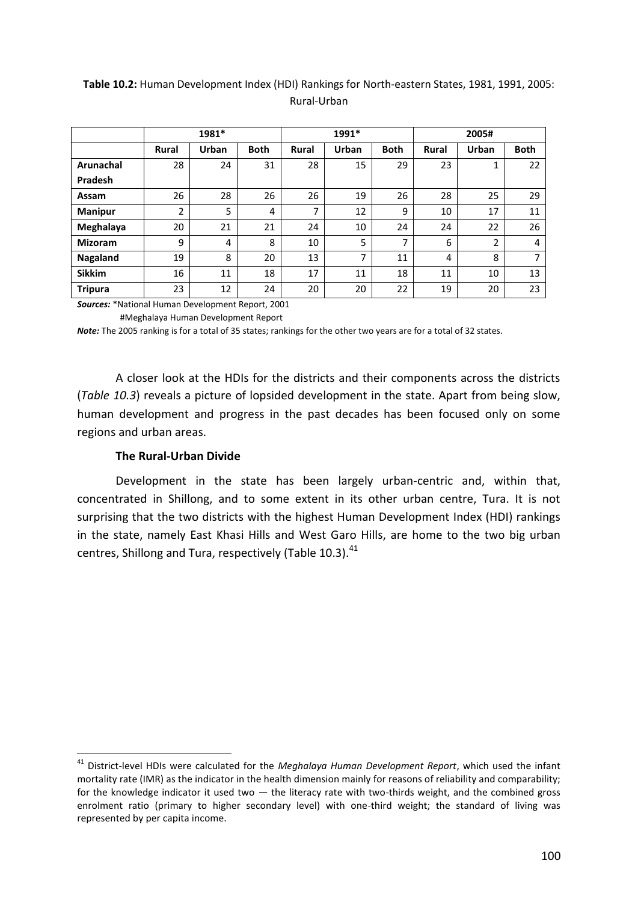**Table 10.2:** Human Development Index (HDI) Rankings for North-eastern States, 1981, 1991, 2005: Rural-Urban

| | 1981* | | | 1991* | | | 2005# | | |
|---|---|---|---|---|---|---|---|---|---|
| | **Rural** | **Urban** | **Both** | **Rural** | **Urban** | **Both** | **Rural** | **Urban** | **Both** |
| **Arunachal Pradesh** | 28 | 24 | 31 | 28 | 15 | 29 | 23 | 1 | 22 |
| **Assam** | 26 | 28 | 26 | 26 | 19 | 26 | 28 | 25 | 29 |
| **Manipur** | 2 | 5 | 4 | 7 | 12 | 9 | 10 | 17 | 11 |
| **Meghalaya** | 20 | 21 | 21 | 24 | 10 | 24 | 24 | 22 | 26 |
| **Mizoram** | 9 | 4 | 8 | 10 | 5 | 7 | 6 | 2 | 4 |
| **Nagaland** | 19 | 8 | 20 | 13 | 7 | 11 | 4 | 8 | 7 |
| **Sikkim** | 16 | 11 | 18 | 17 | 11 | 18 | 11 | 10 | 13 |
| **Tripura** | 23 | 12 | 24 | 20 | 20 | 22 | 19 | 20 | 23 |

***Sources:*** *National Human Development Report, 2001
#Meghalaya Human Development Report

***Note:*** The 2005 ranking is for a total of 35 states; rankings for the other two years are for a total of 32 states.

A closer look at the HDIs for the districts and their components across the districts (*Table 10.3*) reveals a picture of lopsided development in the state. Apart from being slow, human development and progress in the past decades has been focused only on some regions and urban areas.

**The Rural-Urban Divide**

Development in the state has been largely urban-centric and, within that, concentrated in Shillong, and to some extent in its other urban centre, Tura. It is not surprising that the two districts with the highest Human Development Index (HDI) rankings in the state, namely East Khasi Hills and West Garo Hills, are home to the two big urban centres, Shillong and Tura, respectively (Table 10.3).[41]

[41] District-level HDIs were calculated for the *Meghalaya Human Development Report*, which used the infant mortality rate (IMR) as the indicator in the health dimension mainly for reasons of reliability and comparability; for the knowledge indicator it used two — the literacy rate with two-thirds weight, and the combined gross enrolment ratio (primary to higher secondary level) with one-third weight; the standard of living was represented by per capita income.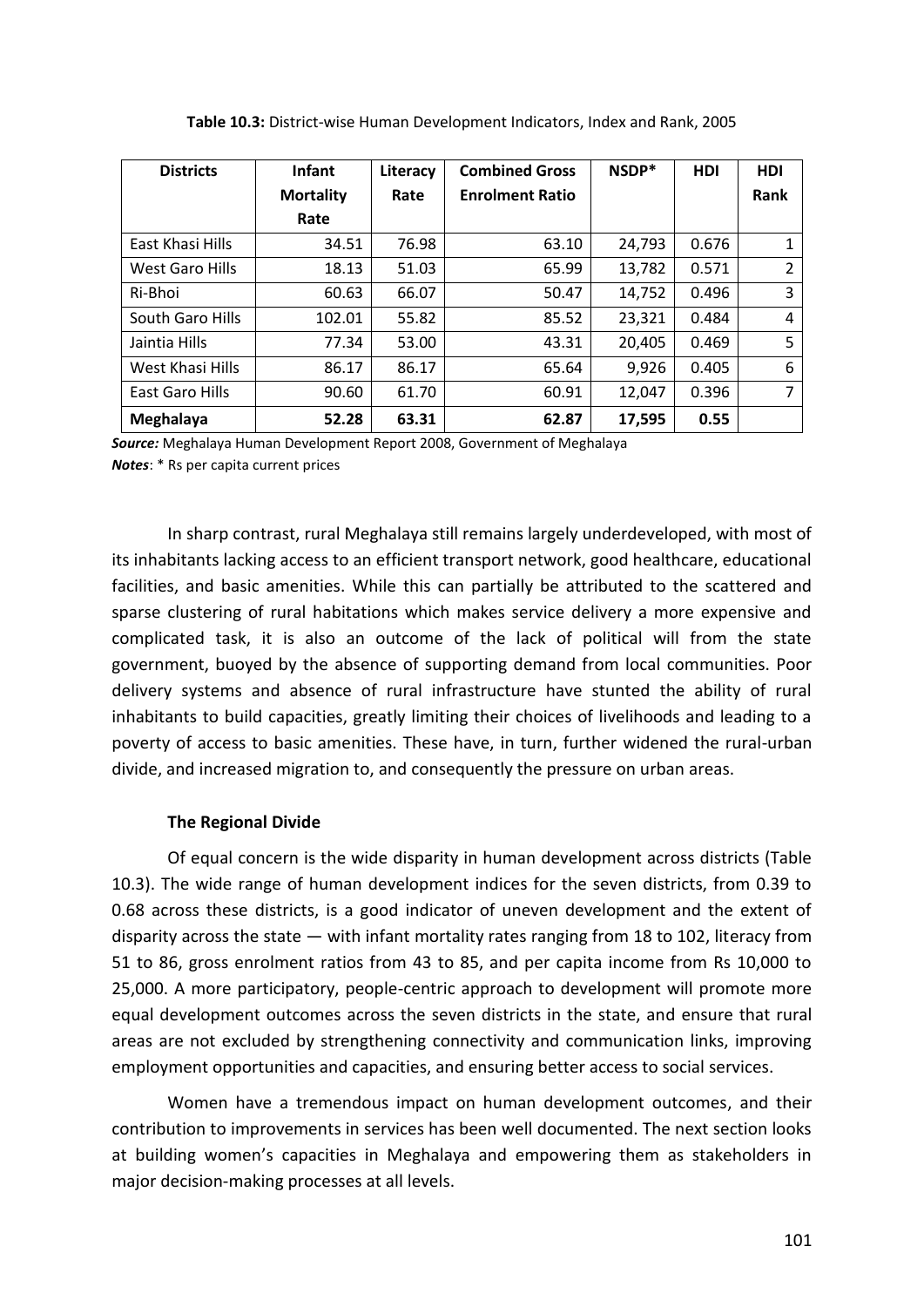**Table 10.3:** District-wise Human Development Indicators, Index and Rank, 2005

| Districts | Infant Mortality Rate | Literacy Rate | Combined Gross Enrolment Ratio | NSDP* | HDI | HDI Rank |
|---|---|---|---|---|---|---|
| East Khasi Hills | 34.51 | 76.98 | 63.10 | 24,793 | 0.676 | 1 |
| West Garo Hills | 18.13 | 51.03 | 65.99 | 13,782 | 0.571 | 2 |
| Ri-Bhoi | 60.63 | 66.07 | 50.47 | 14,752 | 0.496 | 3 |
| South Garo Hills | 102.01 | 55.82 | 85.52 | 23,321 | 0.484 | 4 |
| Jaintia Hills | 77.34 | 53.00 | 43.31 | 20,405 | 0.469 | 5 |
| West Khasi Hills | 86.17 | 86.17 | 65.64 | 9,926 | 0.405 | 6 |
| East Garo Hills | 90.60 | 61.70 | 60.91 | 12,047 | 0.396 | 7 |
| **Meghalaya** | **52.28** | **63.31** | **62.87** | **17,595** | **0.55** | |

***Source:*** Meghalaya Human Development Report 2008, Government of Meghalaya
***Notes***: * Rs per capita current prices

In sharp contrast, rural Meghalaya still remains largely underdeveloped, with most of its inhabitants lacking access to an efficient transport network, good healthcare, educational facilities, and basic amenities. While this can partially be attributed to the scattered and sparse clustering of rural habitations which makes service delivery a more expensive and complicated task, it is also an outcome of the lack of political will from the state government, buoyed by the absence of supporting demand from local communities. Poor delivery systems and absence of rural infrastructure have stunted the ability of rural inhabitants to build capacities, greatly limiting their choices of livelihoods and leading to a poverty of access to basic amenities. These have, in turn, further widened the rural-urban divide, and increased migration to, and consequently the pressure on urban areas.

**The Regional Divide**

Of equal concern is the wide disparity in human development across districts (Table 10.3). The wide range of human development indices for the seven districts, from 0.39 to 0.68 across these districts, is a good indicator of uneven development and the extent of disparity across the state — with infant mortality rates ranging from 18 to 102, literacy from 51 to 86, gross enrolment ratios from 43 to 85, and per capita income from Rs 10,000 to 25,000. A more participatory, people-centric approach to development will promote more equal development outcomes across the seven districts in the state, and ensure that rural areas are not excluded by strengthening connectivity and communication links, improving employment opportunities and capacities, and ensuring better access to social services.

Women have a tremendous impact on human development outcomes, and their contribution to improvements in services has been well documented. The next section looks at building women's capacities in Meghalaya and empowering them as stakeholders in major decision-making processes at all levels.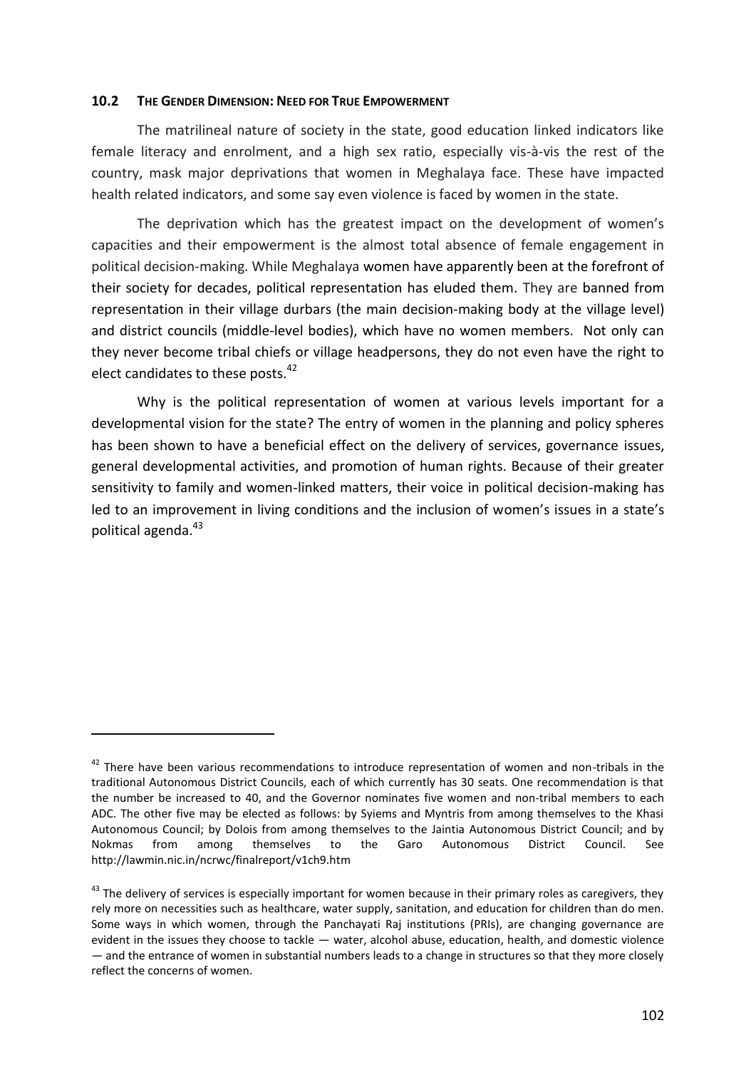### 10.2 THE GENDER DIMENSION: NEED FOR TRUE EMPOWERMENT

The matrilineal nature of society in the state, good education linked indicators like female literacy and enrolment, and a high sex ratio, especially vis-à-vis the rest of the country, mask major deprivations that women in Meghalaya face. These have impacted health related indicators, and some say even violence is faced by women in the state.

The deprivation which has the greatest impact on the development of women's capacities and their empowerment is the almost total absence of female engagement in political decision-making. While Meghalaya women have apparently been at the forefront of their society for decades, political representation has eluded them. They are banned from representation in their village durbars (the main decision-making body at the village level) and district councils (middle-level bodies), which have no women members. Not only can they never become tribal chiefs or village headpersons, they do not even have the right to elect candidates to these posts.[42]

Why is the political representation of women at various levels important for a developmental vision for the state? The entry of women in the planning and policy spheres has been shown to have a beneficial effect on the delivery of services, governance issues, general developmental activities, and promotion of human rights. Because of their greater sensitivity to family and women-linked matters, their voice in political decision-making has led to an improvement in living conditions and the inclusion of women's issues in a state's political agenda.[43]

---

[42] There have been various recommendations to introduce representation of women and non-tribals in the traditional Autonomous District Councils, each of which currently has 30 seats. One recommendation is that the number be increased to 40, and the Governor nominates five women and non-tribal members to each ADC. The other five may be elected as follows: by Syiems and Myntris from among themselves to the Khasi Autonomous Council; by Dolois from among themselves to the Jaintia Autonomous District Council; and by Nokmas from among themselves to the Garo Autonomous District Council. See http://lawmin.nic.in/ncrwc/finalreport/v1ch9.htm

[43] The delivery of services is especially important for women because in their primary roles as caregivers, they rely more on necessities such as healthcare, water supply, sanitation, and education for children than do men. Some ways in which women, through the Panchayati Raj institutions (PRIs), are changing governance are evident in the issues they choose to tackle — water, alcohol abuse, education, health, and domestic violence — and the entrance of women in substantial numbers leads to a change in structures so that they more closely reflect the concerns of women.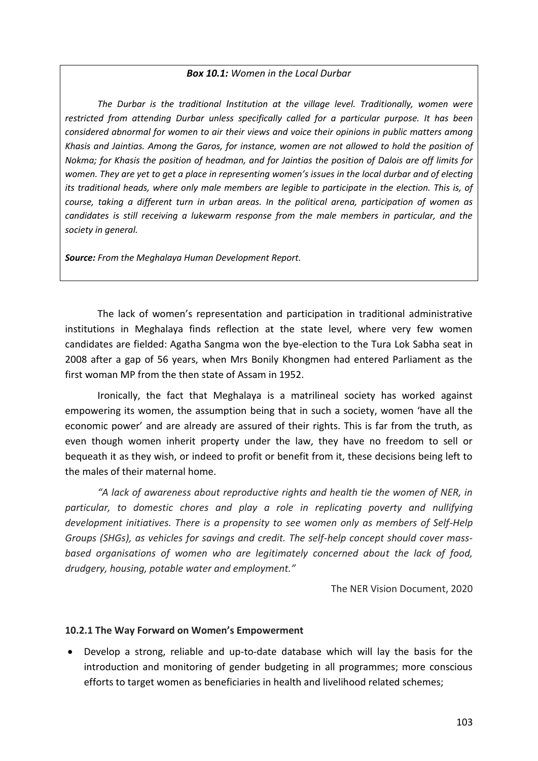**Box 10.1:** *Women in the Local Durbar*

*The Durbar is the traditional Institution at the village level. Traditionally, women were restricted from attending Durbar unless specifically called for a particular purpose. It has been considered abnormal for women to air their views and voice their opinions in public matters among Khasis and Jaintias. Among the Garos, for instance, women are not allowed to hold the position of Nokma; for Khasis the position of headman, and for Jaintias the position of Dalois are off limits for women. They are yet to get a place in representing women's issues in the local durbar and of electing its traditional heads, where only male members are legible to participate in the election. This is, of course, taking a different turn in urban areas. In the political arena, participation of women as candidates is still receiving a lukewarm response from the male members in particular, and the society in general.*

***Source:*** *From the Meghalaya Human Development Report.*

The lack of women's representation and participation in traditional administrative institutions in Meghalaya finds reflection at the state level, where very few women candidates are fielded: Agatha Sangma won the bye-election to the Tura Lok Sabha seat in 2008 after a gap of 56 years, when Mrs Bonily Khongmen had entered Parliament as the first woman MP from the then state of Assam in 1952.

Ironically, the fact that Meghalaya is a matrilineal society has worked against empowering its women, the assumption being that in such a society, women 'have all the economic power' and are already are assured of their rights. This is far from the truth, as even though women inherit property under the law, they have no freedom to sell or bequeath it as they wish, or indeed to profit or benefit from it, these decisions being left to the males of their maternal home.

*"A lack of awareness about reproductive rights and health tie the women of NER, in particular, to domestic chores and play a role in replicating poverty and nullifying development initiatives. There is a propensity to see women only as members of Self-Help Groups (SHGs), as vehicles for savings and credit. The self-help concept should cover mass-based organisations of women who are legitimately concerned about the lack of food, drudgery, housing, potable water and employment."*

The NER Vision Document, 2020

#### 10.2.1 The Way Forward on Women's Empowerment

- Develop a strong, reliable and up-to-date database which will lay the basis for the introduction and monitoring of gender budgeting in all programmes; more conscious efforts to target women as beneficiaries in health and livelihood related schemes;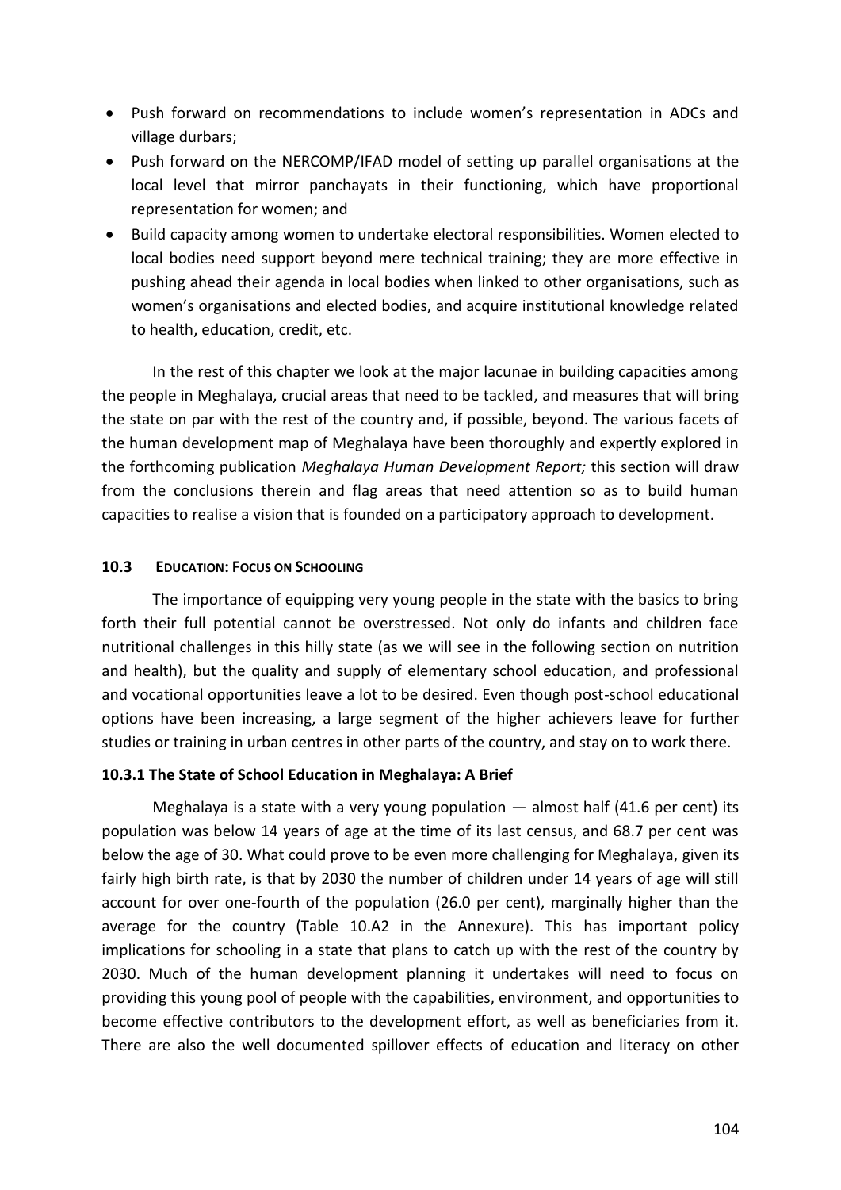- Push forward on recommendations to include women's representation in ADCs and village durbars;
- Push forward on the NERCOMP/IFAD model of setting up parallel organisations at the local level that mirror panchayats in their functioning, which have proportional representation for women; and
- Build capacity among women to undertake electoral responsibilities. Women elected to local bodies need support beyond mere technical training; they are more effective in pushing ahead their agenda in local bodies when linked to other organisations, such as women's organisations and elected bodies, and acquire institutional knowledge related to health, education, credit, etc.

In the rest of this chapter we look at the major lacunae in building capacities among the people in Meghalaya, crucial areas that need to be tackled, and measures that will bring the state on par with the rest of the country and, if possible, beyond. The various facets of the human development map of Meghalaya have been thoroughly and expertly explored in the forthcoming publication *Meghalaya Human Development Report;* this section will draw from the conclusions therein and flag areas that need attention so as to build human capacities to realise a vision that is founded on a participatory approach to development.

### 10.3 EDUCATION: FOCUS ON SCHOOLING

The importance of equipping very young people in the state with the basics to bring forth their full potential cannot be overstressed. Not only do infants and children face nutritional challenges in this hilly state (as we will see in the following section on nutrition and health), but the quality and supply of elementary school education, and professional and vocational opportunities leave a lot to be desired. Even though post-school educational options have been increasing, a large segment of the higher achievers leave for further studies or training in urban centres in other parts of the country, and stay on to work there.

#### 10.3.1 The State of School Education in Meghalaya: A Brief

Meghalaya is a state with a very young population — almost half (41.6 per cent) its population was below 14 years of age at the time of its last census, and 68.7 per cent was below the age of 30. What could prove to be even more challenging for Meghalaya, given its fairly high birth rate, is that by 2030 the number of children under 14 years of age will still account for over one-fourth of the population (26.0 per cent), marginally higher than the average for the country (Table 10.A2 in the Annexure). This has important policy implications for schooling in a state that plans to catch up with the rest of the country by 2030. Much of the human development planning it undertakes will need to focus on providing this young pool of people with the capabilities, environment, and opportunities to become effective contributors to the development effort, as well as beneficiaries from it. There are also the well documented spillover effects of education and literacy on other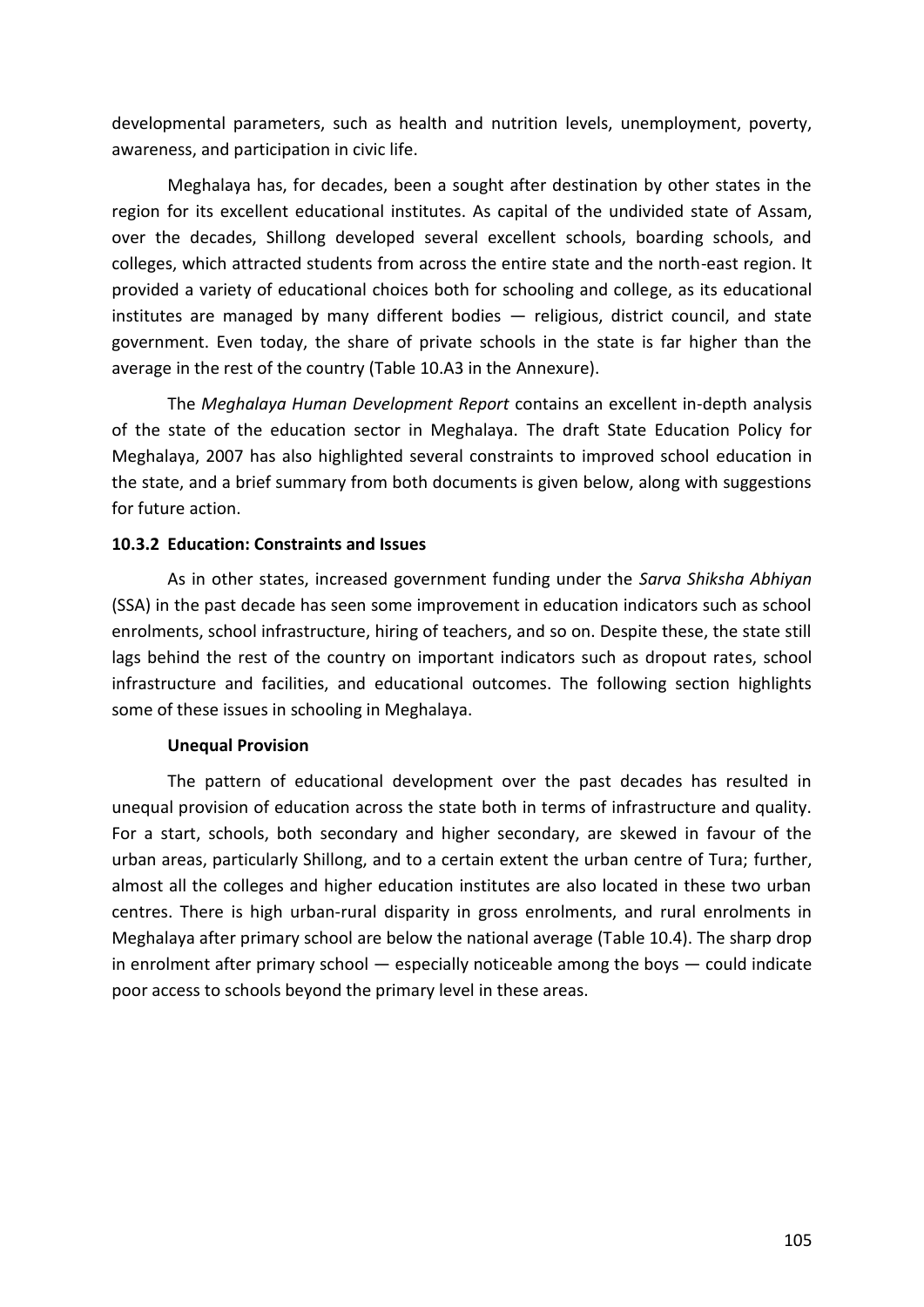developmental parameters, such as health and nutrition levels, unemployment, poverty, awareness, and participation in civic life.

Meghalaya has, for decades, been a sought after destination by other states in the region for its excellent educational institutes. As capital of the undivided state of Assam, over the decades, Shillong developed several excellent schools, boarding schools, and colleges, which attracted students from across the entire state and the north-east region. It provided a variety of educational choices both for schooling and college, as its educational institutes are managed by many different bodies — religious, district council, and state government. Even today, the share of private schools in the state is far higher than the average in the rest of the country (Table 10.A3 in the Annexure).

The *Meghalaya Human Development Report* contains an excellent in-depth analysis of the state of the education sector in Meghalaya. The draft State Education Policy for Meghalaya, 2007 has also highlighted several constraints to improved school education in the state, and a brief summary from both documents is given below, along with suggestions for future action.

### 10.3.2 Education: Constraints and Issues

As in other states, increased government funding under the *Sarva Shiksha Abhiyan* (SSA) in the past decade has seen some improvement in education indicators such as school enrolments, school infrastructure, hiring of teachers, and so on. Despite these, the state still lags behind the rest of the country on important indicators such as dropout rates, school infrastructure and facilities, and educational outcomes. The following section highlights some of these issues in schooling in Meghalaya.

#### Unequal Provision

The pattern of educational development over the past decades has resulted in unequal provision of education across the state both in terms of infrastructure and quality. For a start, schools, both secondary and higher secondary, are skewed in favour of the urban areas, particularly Shillong, and to a certain extent the urban centre of Tura; further, almost all the colleges and higher education institutes are also located in these two urban centres. There is high urban-rural disparity in gross enrolments, and rural enrolments in Meghalaya after primary school are below the national average (Table 10.4). The sharp drop in enrolment after primary school — especially noticeable among the boys — could indicate poor access to schools beyond the primary level in these areas.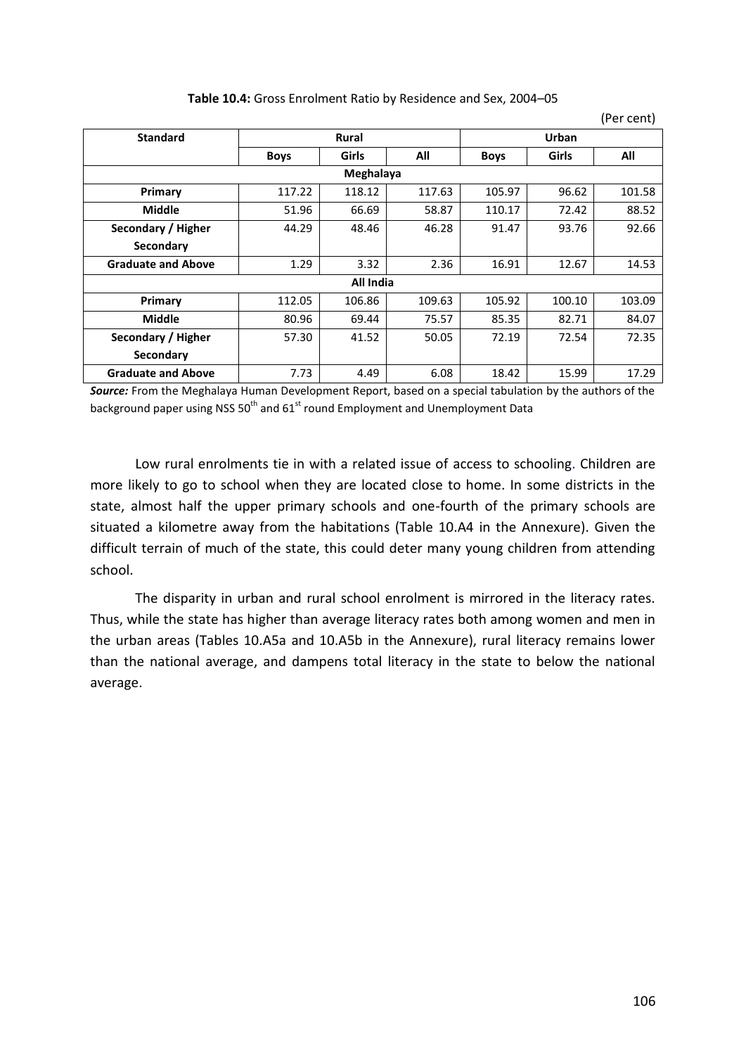**Table 10.4:** Gross Enrolment Ratio by Residence and Sex, 2004–05

(Per cent)

| Standard | Rural | | | Urban | | |
|---|---|---|---|---|---|---|
| | Boys | Girls | All | Boys | Girls | All |
| **Meghalaya** | | | | | | |
| **Primary** | 117.22 | 118.12 | 117.63 | 105.97 | 96.62 | 101.58 |
| **Middle** | 51.96 | 66.69 | 58.87 | 110.17 | 72.42 | 88.52 |
| **Secondary / Higher Secondary** | 44.29 | 48.46 | 46.28 | 91.47 | 93.76 | 92.66 |
| **Graduate and Above** | 1.29 | 3.32 | 2.36 | 16.91 | 12.67 | 14.53 |
| **All India** | | | | | | |
| **Primary** | 112.05 | 106.86 | 109.63 | 105.92 | 100.10 | 103.09 |
| **Middle** | 80.96 | 69.44 | 75.57 | 85.35 | 82.71 | 84.07 |
| **Secondary / Higher Secondary** | 57.30 | 41.52 | 50.05 | 72.19 | 72.54 | 72.35 |
| **Graduate and Above** | 7.73 | 4.49 | 6.08 | 18.42 | 15.99 | 17.29 |

***Source:*** From the Meghalaya Human Development Report, based on a special tabulation by the authors of the background paper using NSS 50th and 61st round Employment and Unemployment Data

Low rural enrolments tie in with a related issue of access to schooling. Children are more likely to go to school when they are located close to home. In some districts in the state, almost half the upper primary schools and one-fourth of the primary schools are situated a kilometre away from the habitations (Table 10.A4 in the Annexure). Given the difficult terrain of much of the state, this could deter many young children from attending school.

The disparity in urban and rural school enrolment is mirrored in the literacy rates. Thus, while the state has higher than average literacy rates both among women and men in the urban areas (Tables 10.A5a and 10.A5b in the Annexure), rural literacy remains lower than the national average, and dampens total literacy in the state to below the national average.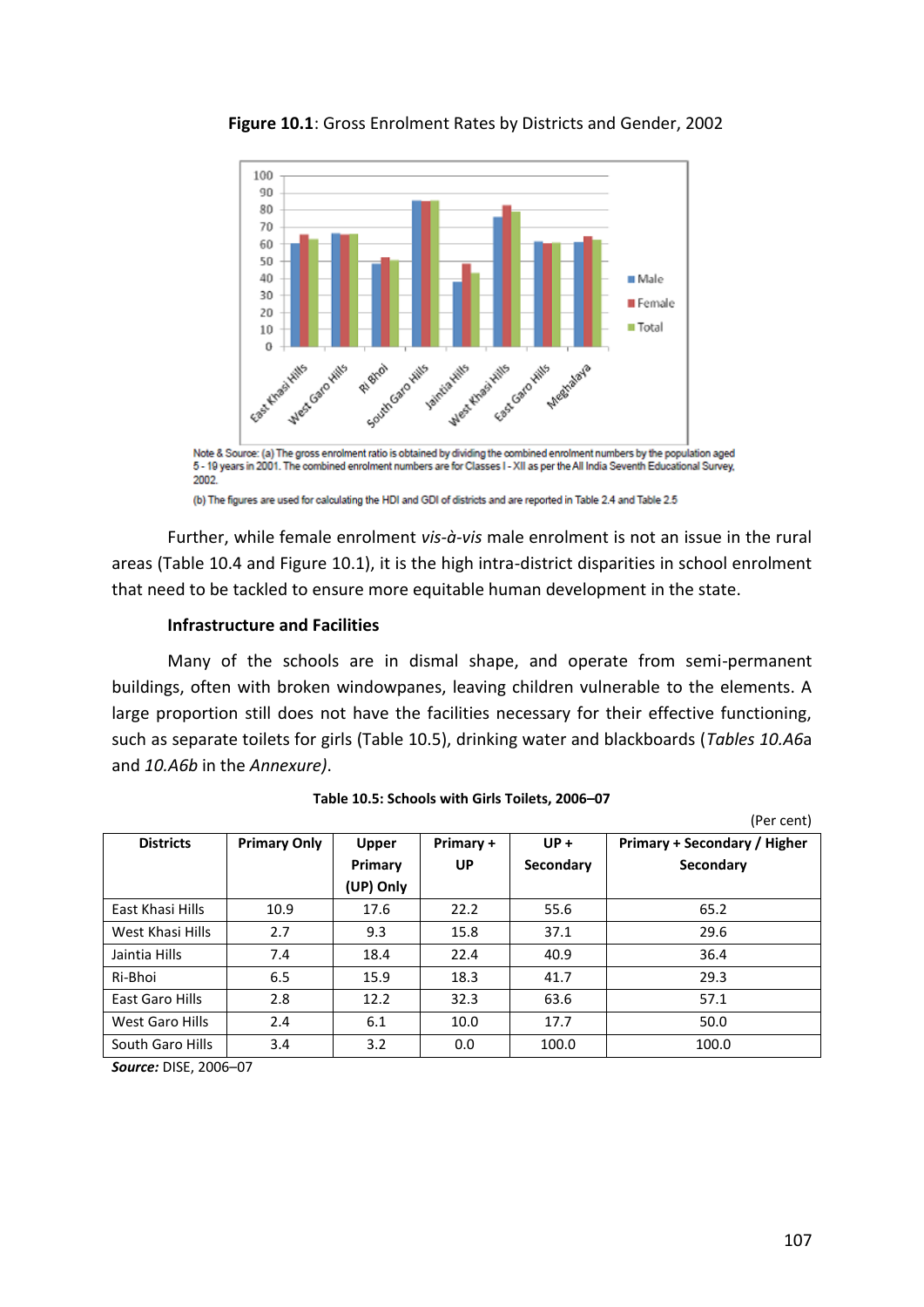**Figure 10.1**: Gross Enrolment Rates by Districts and Gender, 2002

Note & Source: (a) The gross enrolment ratio is obtained by dividing the combined enrolment numbers by the population aged 5 - 19 years in 2001. The combined enrolment numbers are for Classes I - XII as per the All India Seventh Educational Survey, 2002.

(b) The figures are used for calculating the HDI and GDI of districts and are reported in Table 2.4 and Table 2.5

Further, while female enrolment *vis-à-vis* male enrolment is not an issue in the rural areas (Table 10.4 and Figure 10.1), it is the high intra-district disparities in school enrolment that need to be tackled to ensure more equitable human development in the state.

**Infrastructure and Facilities**

Many of the schools are in dismal shape, and operate from semi-permanent buildings, often with broken windowpanes, leaving children vulnerable to the elements. A large proportion still does not have the facilities necessary for their effective functioning, such as separate toilets for girls (Table 10.5), drinking water and blackboards (*Tables 10.A6*a and *10.A6b* in the *Annexure)*.

**Table 10.5: Schools with Girls Toilets, 2006–07**

(Per cent)

| Districts | Primary Only | Upper Primary (UP) Only | Primary + UP | UP + Secondary | Primary + Secondary / Higher Secondary |
|---|---|---|---|---|---|
| East Khasi Hills | 10.9 | 17.6 | 22.2 | 55.6 | 65.2 |
| West Khasi Hills | 2.7 | 9.3 | 15.8 | 37.1 | 29.6 |
| Jaintia Hills | 7.4 | 18.4 | 22.4 | 40.9 | 36.4 |
| Ri-Bhoi | 6.5 | 15.9 | 18.3 | 41.7 | 29.3 |
| East Garo Hills | 2.8 | 12.2 | 32.3 | 63.6 | 57.1 |
| West Garo Hills | 2.4 | 6.1 | 10.0 | 17.7 | 50.0 |
| South Garo Hills | 3.4 | 3.2 | 0.0 | 100.0 | 100.0 |

***Source:*** DISE, 2006–07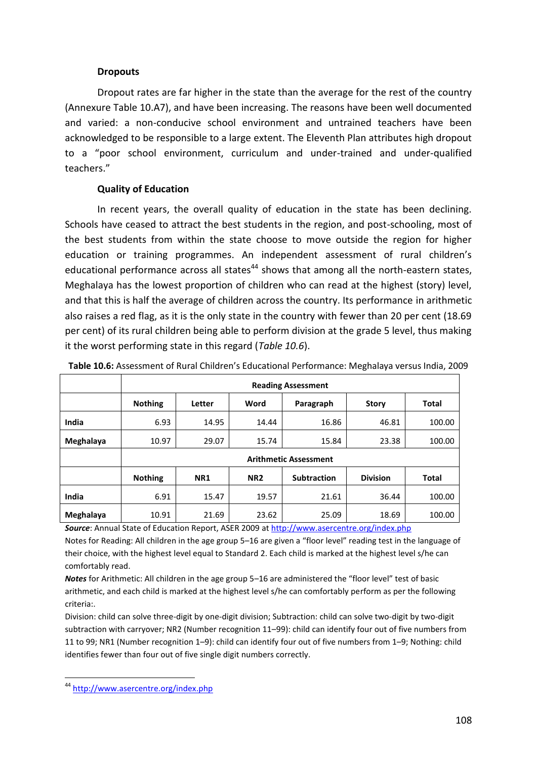### Dropouts

Dropout rates are far higher in the state than the average for the rest of the country (Annexure Table 10.A7), and have been increasing. The reasons have been well documented and varied: a non-conducive school environment and untrained teachers have been acknowledged to be responsible to a large extent. The Eleventh Plan attributes high dropout to a "poor school environment, curriculum and under-trained and under-qualified teachers."

### Quality of Education

In recent years, the overall quality of education in the state has been declining. Schools have ceased to attract the best students in the region, and post-schooling, most of the best students from within the state choose to move outside the region for higher education or training programmes. An independent assessment of rural children's educational performance across all states[44] shows that among all the north-eastern states, Meghalaya has the lowest proportion of children who can read at the highest (story) level, and that this is half the average of children across the country. Its performance in arithmetic also raises a red flag, as it is the only state in the country with fewer than 20 per cent (18.69 per cent) of its rural children being able to perform division at the grade 5 level, thus making it the worst performing state in this regard (*Table 10.6*).

**Table 10.6:** Assessment of Rural Children's Educational Performance: Meghalaya versus India, 2009

| | Reading Assessment | | | | | |
|---|---|---|---|---|---|---|
| | **Nothing** | **Letter** | **Word** | **Paragraph** | **Story** | **Total** |
| **India** | 6.93 | 14.95 | 14.44 | 16.86 | 46.81 | 100.00 |
| **Meghalaya** | 10.97 | 29.07 | 15.74 | 15.84 | 23.38 | 100.00 |
| | **Arithmetic Assessment** | | | | | |
| | **Nothing** | **NR1** | **NR2** | **Subtraction** | **Division** | **Total** |
| **India** | 6.91 | 15.47 | 19.57 | 21.61 | 36.44 | 100.00 |
| **Meghalaya** | 10.91 | 21.69 | 23.62 | 25.09 | 18.69 | 100.00 |

***Source***: Annual State of Education Report, ASER 2009 at http://www.asercentre.org/index.php

Notes for Reading: All children in the age group 5–16 are given a "floor level" reading test in the language of their choice, with the highest level equal to Standard 2. Each child is marked at the highest level s/he can comfortably read.

***Notes*** for Arithmetic: All children in the age group 5–16 are administered the "floor level" test of basic arithmetic, and each child is marked at the highest level s/he can comfortably perform as per the following criteria:.

Division: child can solve three-digit by one-digit division; Subtraction: child can solve two-digit by two-digit subtraction with carryover; NR2 (Number recognition 11–99): child can identify four out of five numbers from 11 to 99; NR1 (Number recognition 1–9): child can identify four out of five numbers from 1–9; Nothing: child identifies fewer than four out of five single digit numbers correctly.

---

[44] http://www.asercentre.org/index.php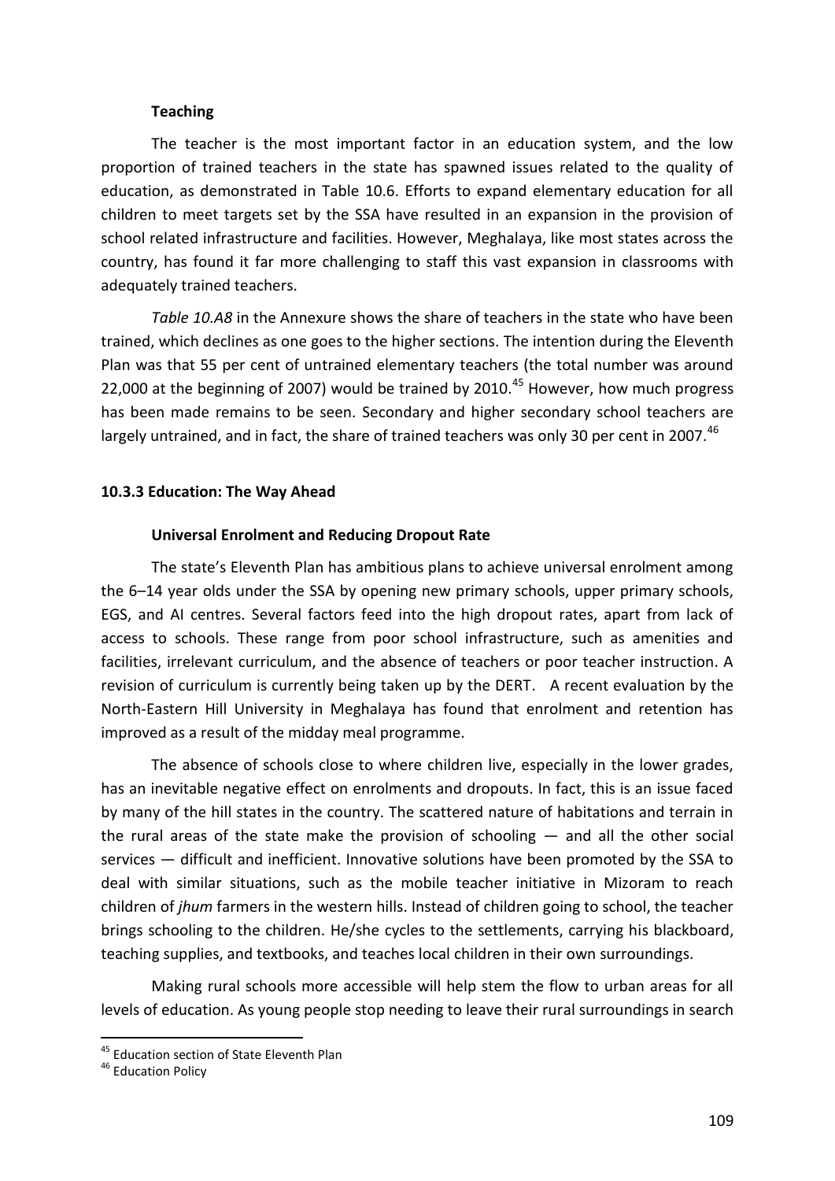**Teaching**

The teacher is the most important factor in an education system, and the low proportion of trained teachers in the state has spawned issues related to the quality of education, as demonstrated in Table 10.6. Efforts to expand elementary education for all children to meet targets set by the SSA have resulted in an expansion in the provision of school related infrastructure and facilities. However, Meghalaya, like most states across the country, has found it far more challenging to staff this vast expansion in classrooms with adequately trained teachers.

*Table 10.A8* in the Annexure shows the share of teachers in the state who have been trained, which declines as one goes to the higher sections. The intention during the Eleventh Plan was that 55 per cent of untrained elementary teachers (the total number was around 22,000 at the beginning of 2007) would be trained by 2010.[45] However, how much progress has been made remains to be seen. Secondary and higher secondary school teachers are largely untrained, and in fact, the share of trained teachers was only 30 per cent in 2007.[46]

### 10.3.3 Education: The Way Ahead

**Universal Enrolment and Reducing Dropout Rate**

The state's Eleventh Plan has ambitious plans to achieve universal enrolment among the 6–14 year olds under the SSA by opening new primary schools, upper primary schools, EGS, and AI centres. Several factors feed into the high dropout rates, apart from lack of access to schools. These range from poor school infrastructure, such as amenities and facilities, irrelevant curriculum, and the absence of teachers or poor teacher instruction. A revision of curriculum is currently being taken up by the DERT. A recent evaluation by the North-Eastern Hill University in Meghalaya has found that enrolment and retention has improved as a result of the midday meal programme.

The absence of schools close to where children live, especially in the lower grades, has an inevitable negative effect on enrolments and dropouts. In fact, this is an issue faced by many of the hill states in the country. The scattered nature of habitations and terrain in the rural areas of the state make the provision of schooling — and all the other social services — difficult and inefficient. Innovative solutions have been promoted by the SSA to deal with similar situations, such as the mobile teacher initiative in Mizoram to reach children of *jhum* farmers in the western hills. Instead of children going to school, the teacher brings schooling to the children. He/she cycles to the settlements, carrying his blackboard, teaching supplies, and textbooks, and teaches local children in their own surroundings.

Making rural schools more accessible will help stem the flow to urban areas for all levels of education. As young people stop needing to leave their rural surroundings in search

---

[45] Education section of State Eleventh Plan

[46] Education Policy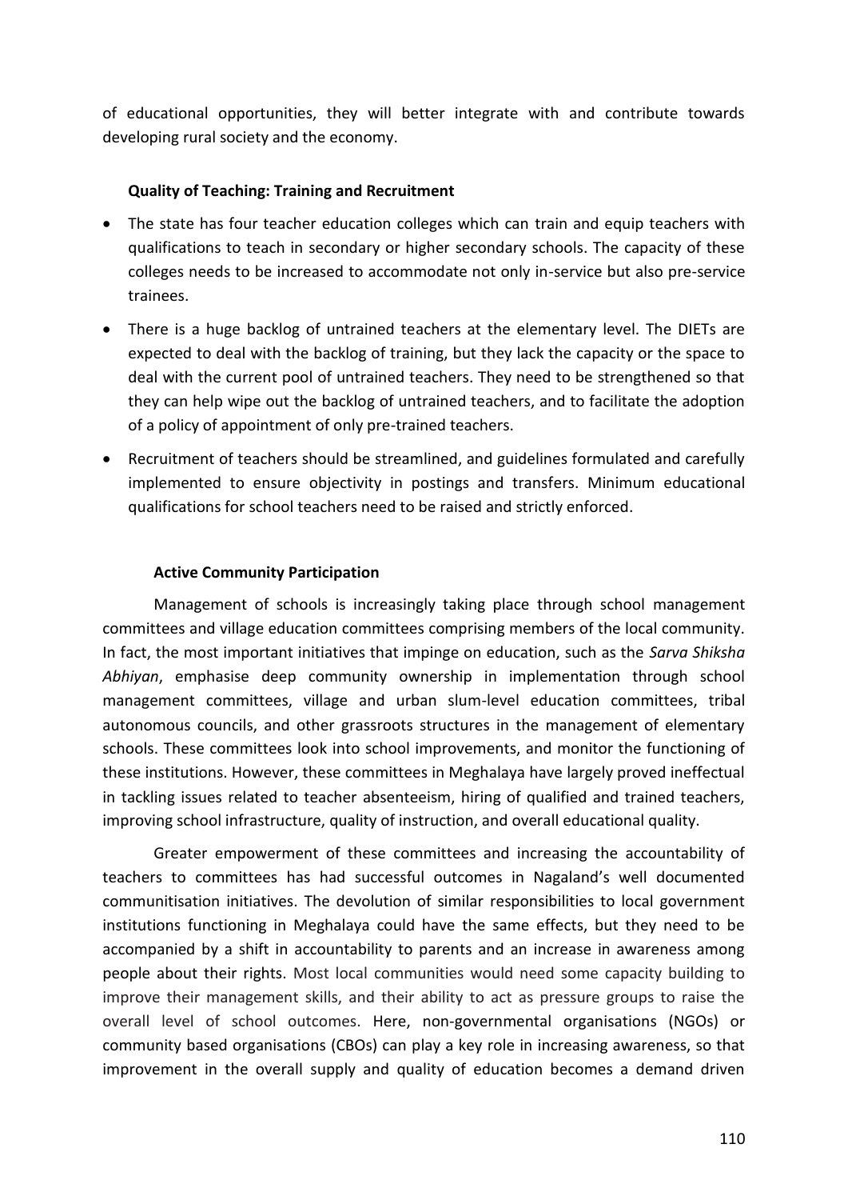of educational opportunities, they will better integrate with and contribute towards developing rural society and the economy.

### Quality of Teaching: Training and Recruitment

- The state has four teacher education colleges which can train and equip teachers with qualifications to teach in secondary or higher secondary schools. The capacity of these colleges needs to be increased to accommodate not only in-service but also pre-service trainees.
- There is a huge backlog of untrained teachers at the elementary level. The DIETs are expected to deal with the backlog of training, but they lack the capacity or the space to deal with the current pool of untrained teachers. They need to be strengthened so that they can help wipe out the backlog of untrained teachers, and to facilitate the adoption of a policy of appointment of only pre-trained teachers.
- Recruitment of teachers should be streamlined, and guidelines formulated and carefully implemented to ensure objectivity in postings and transfers. Minimum educational qualifications for school teachers need to be raised and strictly enforced.

### Active Community Participation

Management of schools is increasingly taking place through school management committees and village education committees comprising members of the local community. In fact, the most important initiatives that impinge on education, such as the *Sarva Shiksha Abhiyan*, emphasise deep community ownership in implementation through school management committees, village and urban slum-level education committees, tribal autonomous councils, and other grassroots structures in the management of elementary schools. These committees look into school improvements, and monitor the functioning of these institutions. However, these committees in Meghalaya have largely proved ineffectual in tackling issues related to teacher absenteeism, hiring of qualified and trained teachers, improving school infrastructure, quality of instruction, and overall educational quality.

Greater empowerment of these committees and increasing the accountability of teachers to committees has had successful outcomes in Nagaland's well documented communitisation initiatives. The devolution of similar responsibilities to local government institutions functioning in Meghalaya could have the same effects, but they need to be accompanied by a shift in accountability to parents and an increase in awareness among people about their rights. Most local communities would need some capacity building to improve their management skills, and their ability to act as pressure groups to raise the overall level of school outcomes. Here, non-governmental organisations (NGOs) or community based organisations (CBOs) can play a key role in increasing awareness, so that improvement in the overall supply and quality of education becomes a demand driven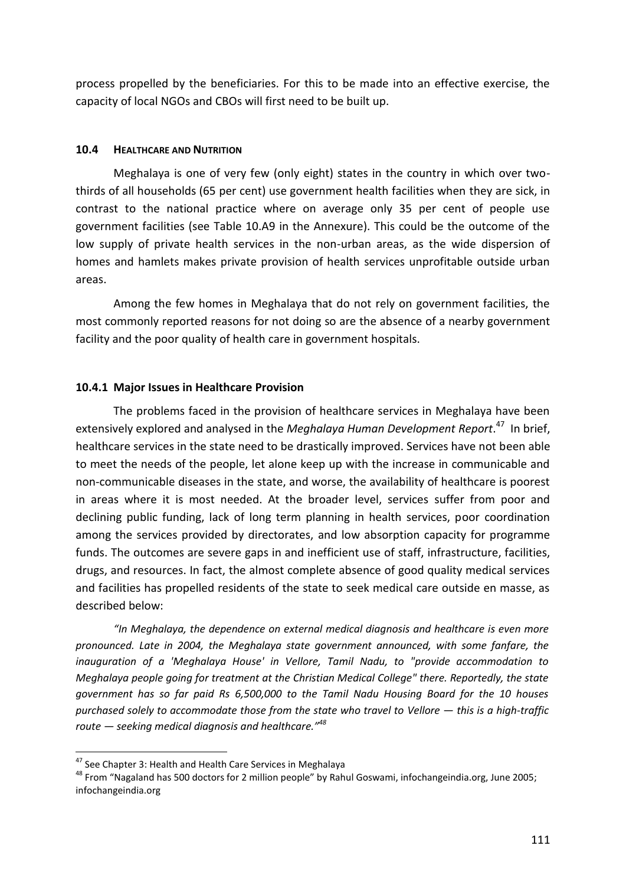process propelled by the beneficiaries. For this to be made into an effective exercise, the capacity of local NGOs and CBOs will first need to be built up.

### 10.4 HEALTHCARE AND NUTRITION

Meghalaya is one of very few (only eight) states in the country in which over two-thirds of all households (65 per cent) use government health facilities when they are sick, in contrast to the national practice where on average only 35 per cent of people use government facilities (see Table 10.A9 in the Annexure). This could be the outcome of the low supply of private health services in the non-urban areas, as the wide dispersion of homes and hamlets makes private provision of health services unprofitable outside urban areas.

Among the few homes in Meghalaya that do not rely on government facilities, the most commonly reported reasons for not doing so are the absence of a nearby government facility and the poor quality of health care in government hospitals.

#### 10.4.1 Major Issues in Healthcare Provision

The problems faced in the provision of healthcare services in Meghalaya have been extensively explored and analysed in the *Meghalaya Human Development Report*.[47] In brief, healthcare services in the state need to be drastically improved. Services have not been able to meet the needs of the people, let alone keep up with the increase in communicable and non-communicable diseases in the state, and worse, the availability of healthcare is poorest in areas where it is most needed. At the broader level, services suffer from poor and declining public funding, lack of long term planning in health services, poor coordination among the services provided by directorates, and low absorption capacity for programme funds. The outcomes are severe gaps in and inefficient use of staff, infrastructure, facilities, drugs, and resources. In fact, the almost complete absence of good quality medical services and facilities has propelled residents of the state to seek medical care outside en masse, as described below:

*"In Meghalaya, the dependence on external medical diagnosis and healthcare is even more pronounced. Late in 2004, the Meghalaya state government announced, with some fanfare, the inauguration of a 'Meghalaya House' in Vellore, Tamil Nadu, to "provide accommodation to Meghalaya people going for treatment at the Christian Medical College" there. Reportedly, the state government has so far paid Rs 6,500,000 to the Tamil Nadu Housing Board for the 10 houses purchased solely to accommodate those from the state who travel to Vellore — this is a high-traffic route — seeking medical diagnosis and healthcare."*[48]

---

[47] See Chapter 3: Health and Health Care Services in Meghalaya

[48] From "Nagaland has 500 doctors for 2 million people" by Rahul Goswami, infochangeindia.org, June 2005; infochangeindia.org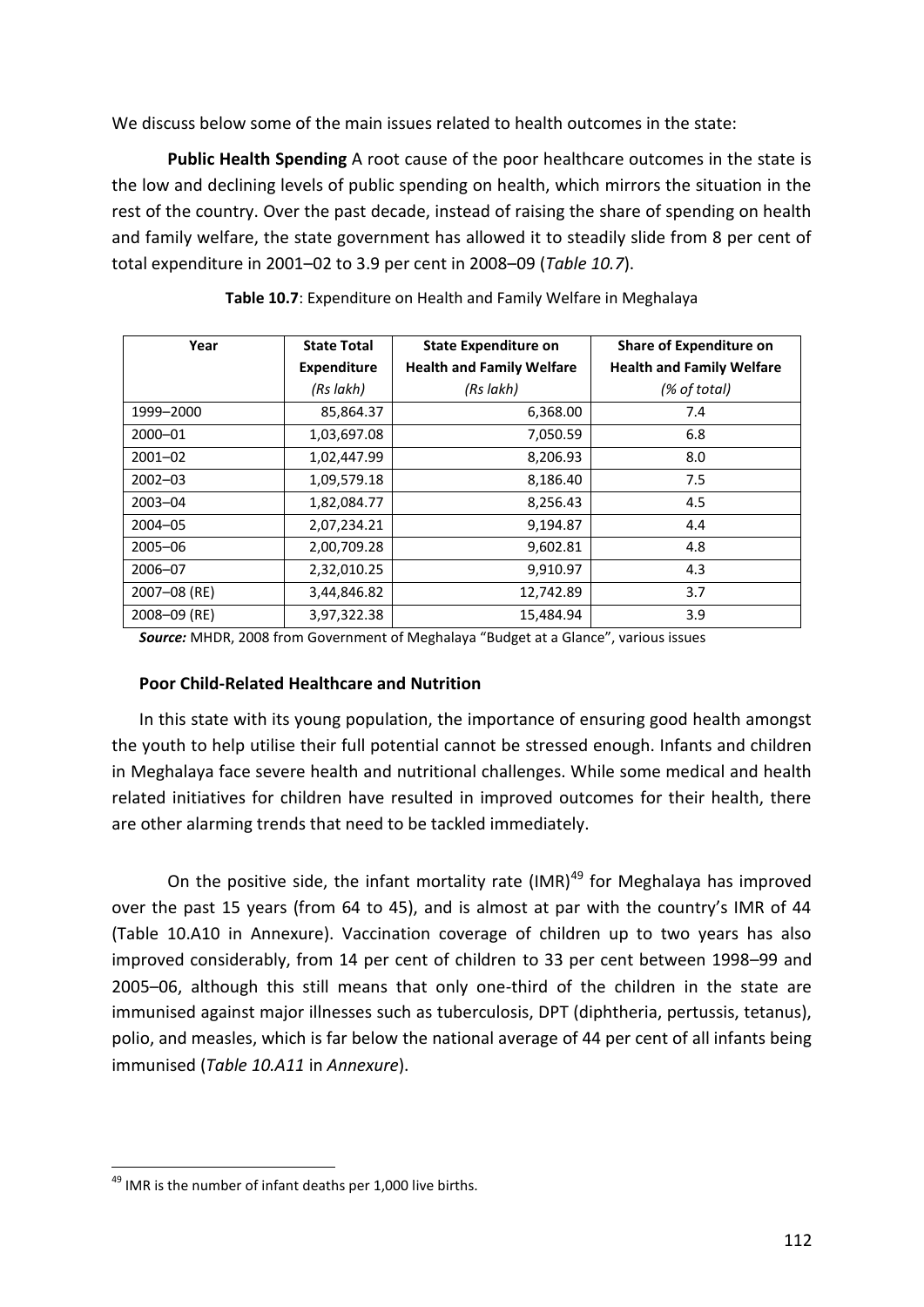We discuss below some of the main issues related to health outcomes in the state:

**Public Health Spending** A root cause of the poor healthcare outcomes in the state is the low and declining levels of public spending on health, which mirrors the situation in the rest of the country. Over the past decade, instead of raising the share of spending on health and family welfare, the state government has allowed it to steadily slide from 8 per cent of total expenditure in 2001–02 to 3.9 per cent in 2008–09 (*Table 10.7*).

**Table 10.7**: Expenditure on Health and Family Welfare in Meghalaya

| Year | State Total Expenditure *(Rs lakh)* | State Expenditure on Health and Family Welfare *(Rs lakh)* | Share of Expenditure on Health and Family Welfare *(% of total)* |
|---|---|---|---|
| 1999–2000 | 85,864.37 | 6,368.00 | 7.4 |
| 2000–01 | 1,03,697.08 | 7,050.59 | 6.8 |
| 2001–02 | 1,02,447.99 | 8,206.93 | 8.0 |
| 2002–03 | 1,09,579.18 | 8,186.40 | 7.5 |
| 2003–04 | 1,82,084.77 | 8,256.43 | 4.5 |
| 2004–05 | 2,07,234.21 | 9,194.87 | 4.4 |
| 2005–06 | 2,00,709.28 | 9,602.81 | 4.8 |
| 2006–07 | 2,32,010.25 | 9,910.97 | 4.3 |
| 2007–08 (RE) | 3,44,846.82 | 12,742.89 | 3.7 |
| 2008–09 (RE) | 3,97,322.38 | 15,484.94 | 3.9 |

***Source:*** MHDR, 2008 from Government of Meghalaya "Budget at a Glance", various issues

**Poor Child-Related Healthcare and Nutrition**

In this state with its young population, the importance of ensuring good health amongst the youth to help utilise their full potential cannot be stressed enough. Infants and children in Meghalaya face severe health and nutritional challenges. While some medical and health related initiatives for children have resulted in improved outcomes for their health, there are other alarming trends that need to be tackled immediately.

On the positive side, the infant mortality rate (IMR)[49] for Meghalaya has improved over the past 15 years (from 64 to 45), and is almost at par with the country's IMR of 44 (Table 10.A10 in Annexure). Vaccination coverage of children up to two years has also improved considerably, from 14 per cent of children to 33 per cent between 1998–99 and 2005–06, although this still means that only one-third of the children in the state are immunised against major illnesses such as tuberculosis, DPT (diphtheria, pertussis, tetanus), polio, and measles, which is far below the national average of 44 per cent of all infants being immunised (*Table 10.A11* in *Annexure*).

[49] IMR is the number of infant deaths per 1,000 live births.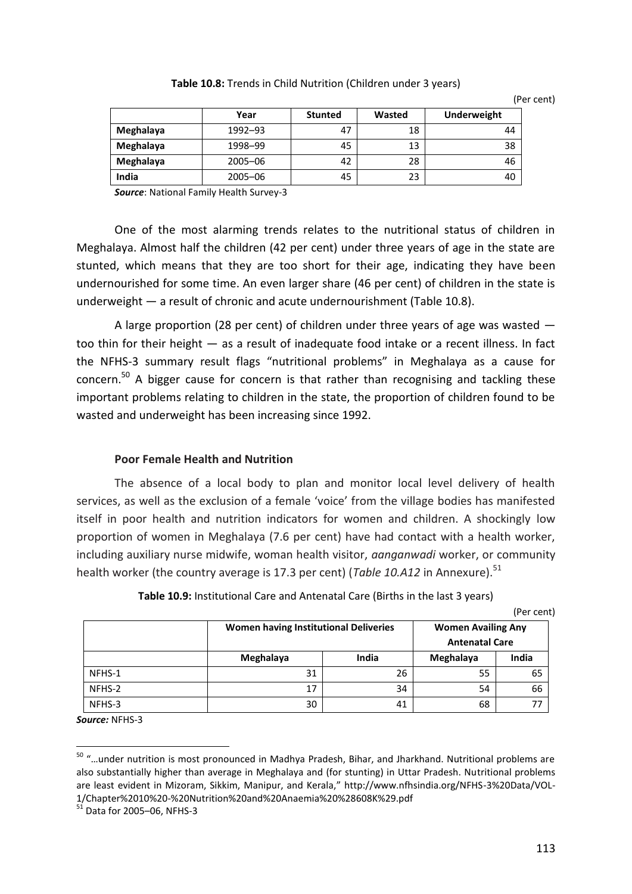**Table 10.8:** Trends in Child Nutrition (Children under 3 years)

(Per cent)

| | Year | Stunted | Wasted | Underweight |
|---|---|---|---|---|
| **Meghalaya** | 1992–93 | 47 | 18 | 44 |
| **Meghalaya** | 1998–99 | 45 | 13 | 38 |
| **Meghalaya** | 2005–06 | 42 | 28 | 46 |
| **India** | 2005–06 | 45 | 23 | 40 |

***Source***: National Family Health Survey-3

One of the most alarming trends relates to the nutritional status of children in Meghalaya. Almost half the children (42 per cent) under three years of age in the state are stunted, which means that they are too short for their age, indicating they have been undernourished for some time. An even larger share (46 per cent) of children in the state is underweight — a result of chronic and acute undernourishment (Table 10.8).

A large proportion (28 per cent) of children under three years of age was wasted — too thin for their height — as a result of inadequate food intake or a recent illness. In fact the NFHS-3 summary result flags "nutritional problems" in Meghalaya as a cause for concern.[50] A bigger cause for concern is that rather than recognising and tackling these important problems relating to children in the state, the proportion of children found to be wasted and underweight has been increasing since 1992.

### Poor Female Health and Nutrition

The absence of a local body to plan and monitor local level delivery of health services, as well as the exclusion of a female 'voice' from the village bodies has manifested itself in poor health and nutrition indicators for women and children. A shockingly low proportion of women in Meghalaya (7.6 per cent) have had contact with a health worker, including auxiliary nurse midwife, woman health visitor, *aanganwadi* worker, or community health worker (the country average is 17.3 per cent) (*Table 10.A12* in Annexure).[51]

**Table 10.9:** Institutional Care and Antenatal Care (Births in the last 3 years)

(Per cent)

| | Women having Institutional Deliveries | | Women Availing Any Antenatal Care | |
|---|---|---|---|---|
| | Meghalaya | India | Meghalaya | India |
| NFHS-1 | 31 | 26 | 55 | 65 |
| NFHS-2 | 17 | 34 | 54 | 66 |
| NFHS-3 | 30 | 41 | 68 | 77 |

***Source:*** NFHS-3

[50] "…under nutrition is most pronounced in Madhya Pradesh, Bihar, and Jharkhand. Nutritional problems are also substantially higher than average in Meghalaya and (for stunting) in Uttar Pradesh. Nutritional problems are least evident in Mizoram, Sikkim, Manipur, and Kerala," http://www.nfhsindia.org/NFHS-3%20Data/VOL-1/Chapter%2010%20-%20Nutrition%20and%20Anaemia%20%28608K%29.pdf

[51] Data for 2005–06, NFHS-3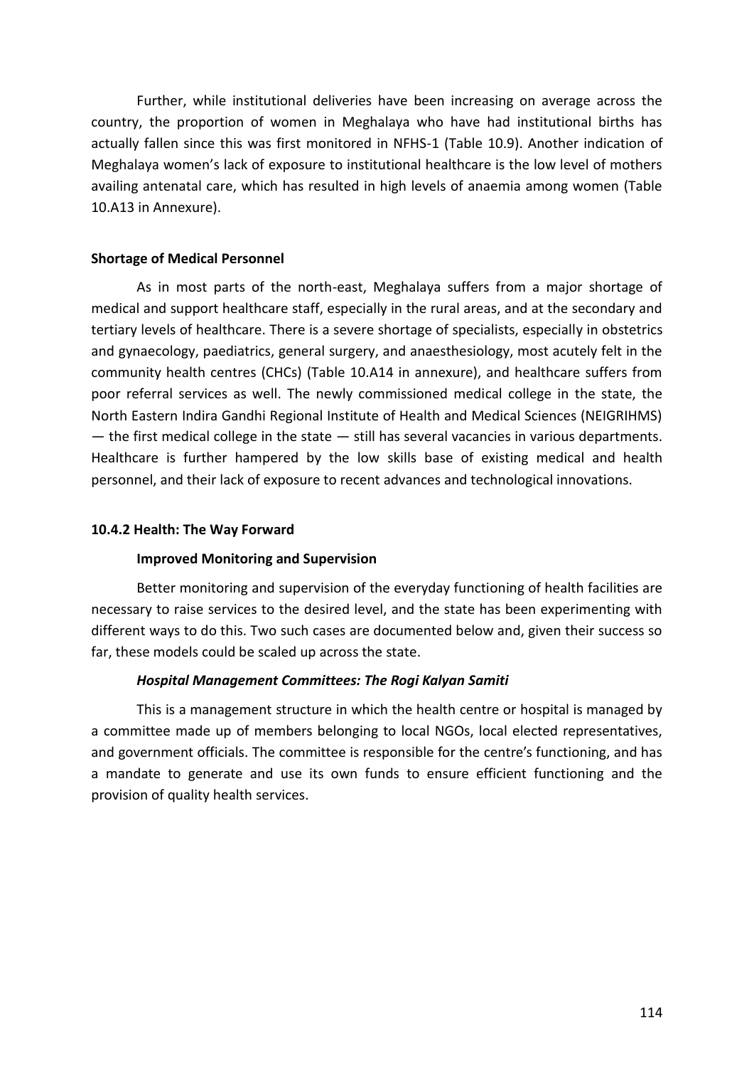Further, while institutional deliveries have been increasing on average across the country, the proportion of women in Meghalaya who have had institutional births has actually fallen since this was first monitored in NFHS-1 (Table 10.9). Another indication of Meghalaya women's lack of exposure to institutional healthcare is the low level of mothers availing antenatal care, which has resulted in high levels of anaemia among women (Table 10.A13 in Annexure).

**Shortage of Medical Personnel**

As in most parts of the north-east, Meghalaya suffers from a major shortage of medical and support healthcare staff, especially in the rural areas, and at the secondary and tertiary levels of healthcare. There is a severe shortage of specialists, especially in obstetrics and gynaecology, paediatrics, general surgery, and anaesthesiology, most acutely felt in the community health centres (CHCs) (Table 10.A14 in annexure), and healthcare suffers from poor referral services as well. The newly commissioned medical college in the state, the North Eastern Indira Gandhi Regional Institute of Health and Medical Sciences (NEIGRIHMS) — the first medical college in the state — still has several vacancies in various departments. Healthcare is further hampered by the low skills base of existing medical and health personnel, and their lack of exposure to recent advances and technological innovations.

### 10.4.2 Health: The Way Forward

#### Improved Monitoring and Supervision

Better monitoring and supervision of the everyday functioning of health facilities are necessary to raise services to the desired level, and the state has been experimenting with different ways to do this. Two such cases are documented below and, given their success so far, these models could be scaled up across the state.

##### *Hospital Management Committees: The Rogi Kalyan Samiti*

This is a management structure in which the health centre or hospital is managed by a committee made up of members belonging to local NGOs, local elected representatives, and government officials. The committee is responsible for the centre's functioning, and has a mandate to generate and use its own funds to ensure efficient functioning and the provision of quality health services.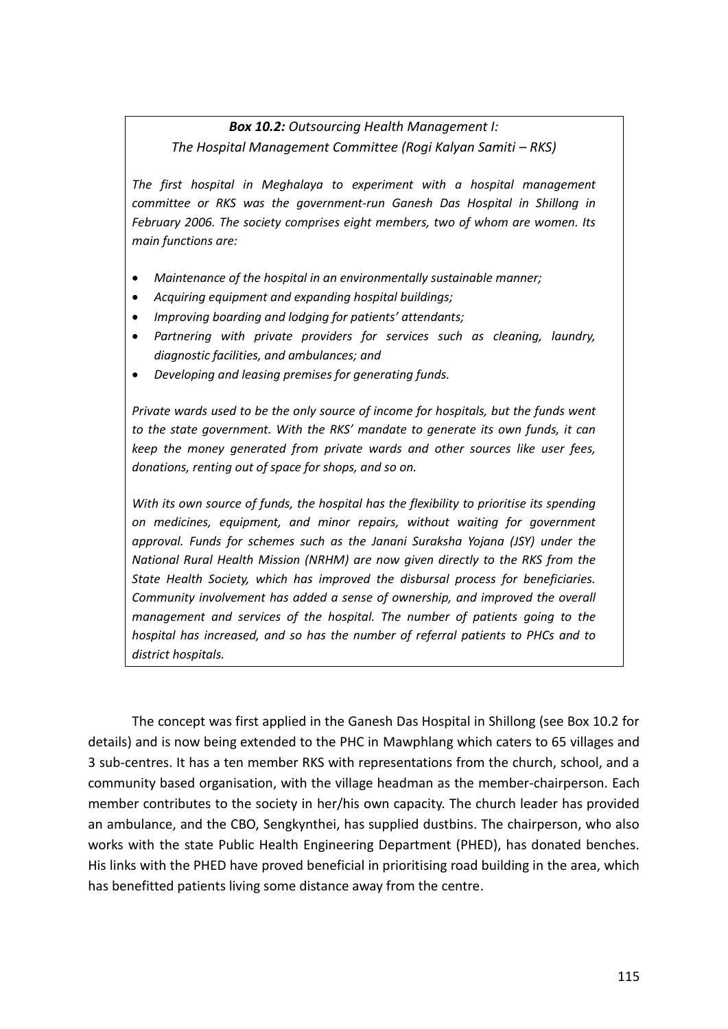***Box 10.2:** Outsourcing Health Management I:*
*The Hospital Management Committee (Rogi Kalyan Samiti – RKS)*

*The first hospital in Meghalaya to experiment with a hospital management committee or RKS was the government-run Ganesh Das Hospital in Shillong in February 2006. The society comprises eight members, two of whom are women. Its main functions are:*

- *Maintenance of the hospital in an environmentally sustainable manner;*
- *Acquiring equipment and expanding hospital buildings;*
- *Improving boarding and lodging for patients' attendants;*
- *Partnering with private providers for services such as cleaning, laundry, diagnostic facilities, and ambulances; and*
- *Developing and leasing premises for generating funds.*

*Private wards used to be the only source of income for hospitals, but the funds went to the state government. With the RKS' mandate to generate its own funds, it can keep the money generated from private wards and other sources like user fees, donations, renting out of space for shops, and so on.*

*With its own source of funds, the hospital has the flexibility to prioritise its spending on medicines, equipment, and minor repairs, without waiting for government approval. Funds for schemes such as the Janani Suraksha Yojana (JSY) under the National Rural Health Mission (NRHM) are now given directly to the RKS from the State Health Society, which has improved the disbursal process for beneficiaries. Community involvement has added a sense of ownership, and improved the overall management and services of the hospital. The number of patients going to the hospital has increased, and so has the number of referral patients to PHCs and to district hospitals.*

The concept was first applied in the Ganesh Das Hospital in Shillong (see Box 10.2 for details) and is now being extended to the PHC in Mawphlang which caters to 65 villages and 3 sub-centres. It has a ten member RKS with representations from the church, school, and a community based organisation, with the village headman as the member-chairperson. Each member contributes to the society in her/his own capacity. The church leader has provided an ambulance, and the CBO, Sengkynthei, has supplied dustbins. The chairperson, who also works with the state Public Health Engineering Department (PHED), has donated benches. His links with the PHED have proved beneficial in prioritising road building in the area, which has benefitted patients living some distance away from the centre.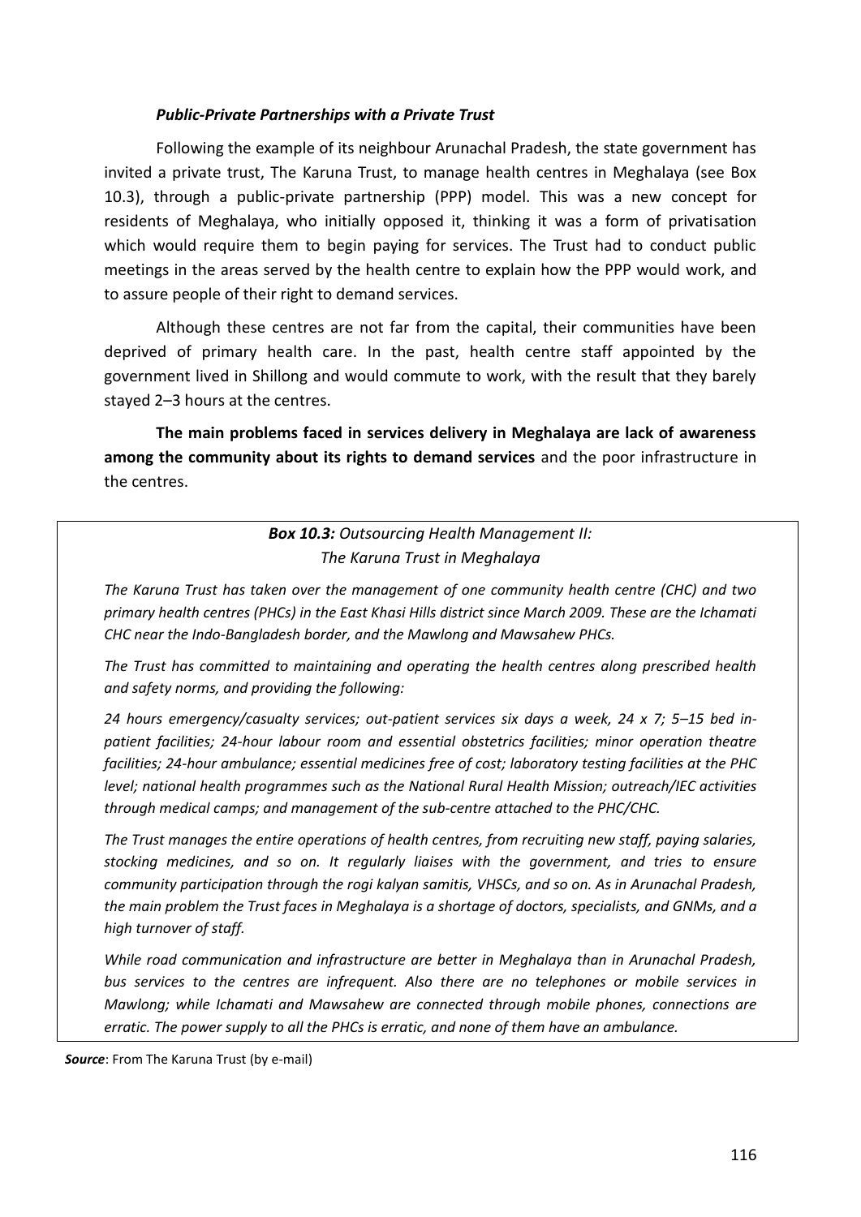***Public-Private Partnerships with a Private Trust***

Following the example of its neighbour Arunachal Pradesh, the state government has invited a private trust, The Karuna Trust, to manage health centres in Meghalaya (see Box 10.3), through a public-private partnership (PPP) model. This was a new concept for residents of Meghalaya, who initially opposed it, thinking it was a form of privatisation which would require them to begin paying for services. The Trust had to conduct public meetings in the areas served by the health centre to explain how the PPP would work, and to assure people of their right to demand services.

Although these centres are not far from the capital, their communities have been deprived of primary health care. In the past, health centre staff appointed by the government lived in Shillong and would commute to work, with the result that they barely stayed 2–3 hours at the centres.

**The main problems faced in services delivery in Meghalaya are lack of awareness among the community about its rights to demand services** and the poor infrastructure in the centres.

> ***Box 10.3:*** *Outsourcing Health Management II: The Karuna Trust in Meghalaya*
>
> *The Karuna Trust has taken over the management of one community health centre (CHC) and two primary health centres (PHCs) in the East Khasi Hills district since March 2009. These are the Ichamati CHC near the Indo-Bangladesh border, and the Mawlong and Mawsahew PHCs.*
>
> *The Trust has committed to maintaining and operating the health centres along prescribed health and safety norms, and providing the following:*
>
> *24 hours emergency/casualty services; out-patient services six days a week, 24 x 7; 5–15 bed in-patient facilities; 24-hour labour room and essential obstetrics facilities; minor operation theatre facilities; 24-hour ambulance; essential medicines free of cost; laboratory testing facilities at the PHC level; national health programmes such as the National Rural Health Mission; outreach/IEC activities through medical camps; and management of the sub-centre attached to the PHC/CHC.*
>
> *The Trust manages the entire operations of health centres, from recruiting new staff, paying salaries, stocking medicines, and so on. It regularly liaises with the government, and tries to ensure community participation through the rogi kalyan samitis, VHSCs, and so on. As in Arunachal Pradesh, the main problem the Trust faces in Meghalaya is a shortage of doctors, specialists, and GNMs, and a high turnover of staff.*
>
> *While road communication and infrastructure are better in Meghalaya than in Arunachal Pradesh, bus services to the centres are infrequent. Also there are no telephones or mobile services in Mawlong; while Ichamati and Mawsahew are connected through mobile phones, connections are erratic. The power supply to all the PHCs is erratic, and none of them have an ambulance.*

***Source***: From The Karuna Trust (by e-mail)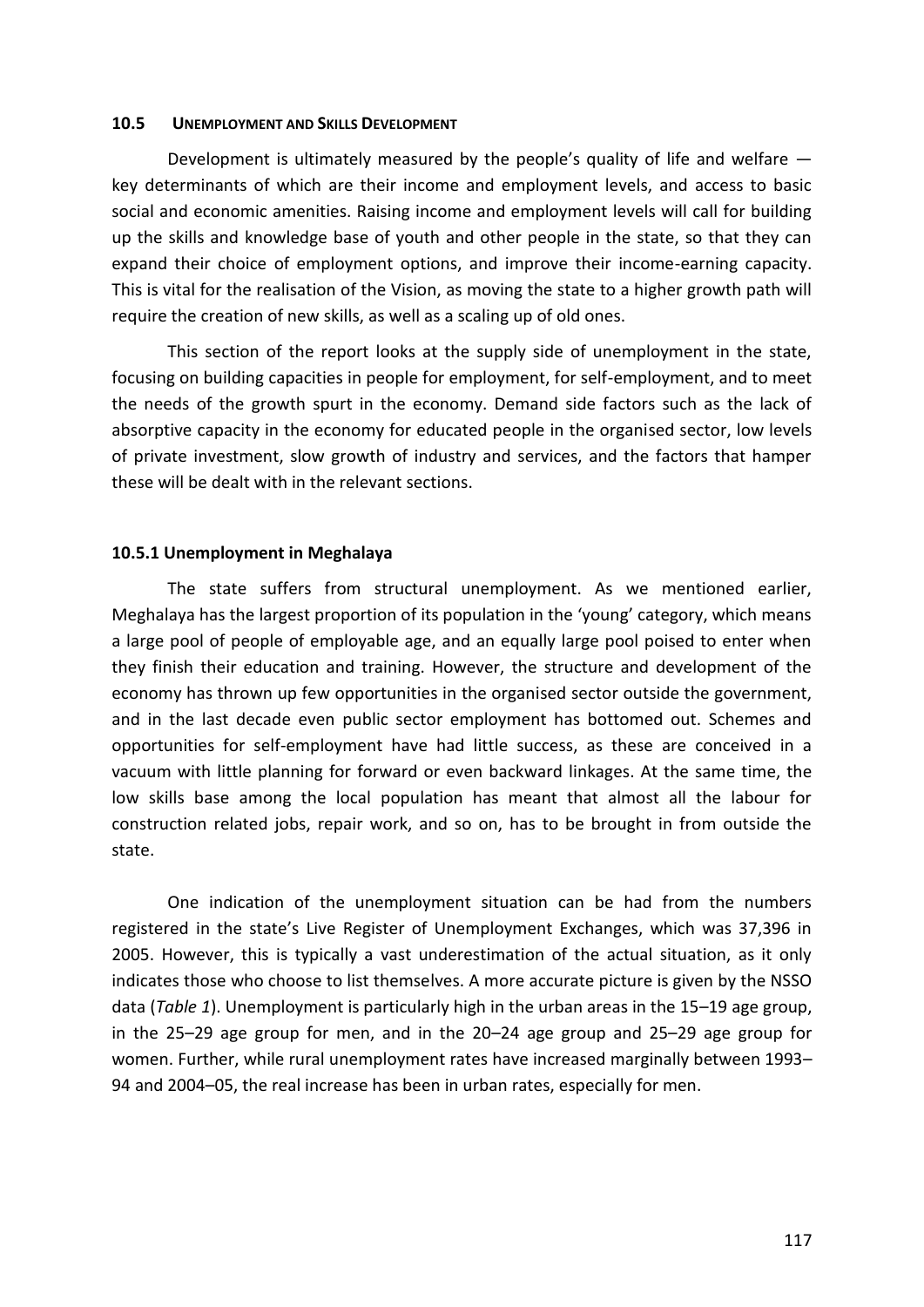## 10.5 UNEMPLOYMENT AND SKILLS DEVELOPMENT

Development is ultimately measured by the people's quality of life and welfare — key determinants of which are their income and employment levels, and access to basic social and economic amenities. Raising income and employment levels will call for building up the skills and knowledge base of youth and other people in the state, so that they can expand their choice of employment options, and improve their income-earning capacity. This is vital for the realisation of the Vision, as moving the state to a higher growth path will require the creation of new skills, as well as a scaling up of old ones.

This section of the report looks at the supply side of unemployment in the state, focusing on building capacities in people for employment, for self-employment, and to meet the needs of the growth spurt in the economy. Demand side factors such as the lack of absorptive capacity in the economy for educated people in the organised sector, low levels of private investment, slow growth of industry and services, and the factors that hamper these will be dealt with in the relevant sections.

### 10.5.1 Unemployment in Meghalaya

The state suffers from structural unemployment. As we mentioned earlier, Meghalaya has the largest proportion of its population in the 'young' category, which means a large pool of people of employable age, and an equally large pool poised to enter when they finish their education and training. However, the structure and development of the economy has thrown up few opportunities in the organised sector outside the government, and in the last decade even public sector employment has bottomed out. Schemes and opportunities for self-employment have had little success, as these are conceived in a vacuum with little planning for forward or even backward linkages. At the same time, the low skills base among the local population has meant that almost all the labour for construction related jobs, repair work, and so on, has to be brought in from outside the state.

One indication of the unemployment situation can be had from the numbers registered in the state's Live Register of Unemployment Exchanges, which was 37,396 in 2005. However, this is typically a vast underestimation of the actual situation, as it only indicates those who choose to list themselves. A more accurate picture is given by the NSSO data (*Table 1*). Unemployment is particularly high in the urban areas in the 15–19 age group, in the 25–29 age group for men, and in the 20–24 age group and 25–29 age group for women. Further, while rural unemployment rates have increased marginally between 1993–94 and 2004–05, the real increase has been in urban rates, especially for men.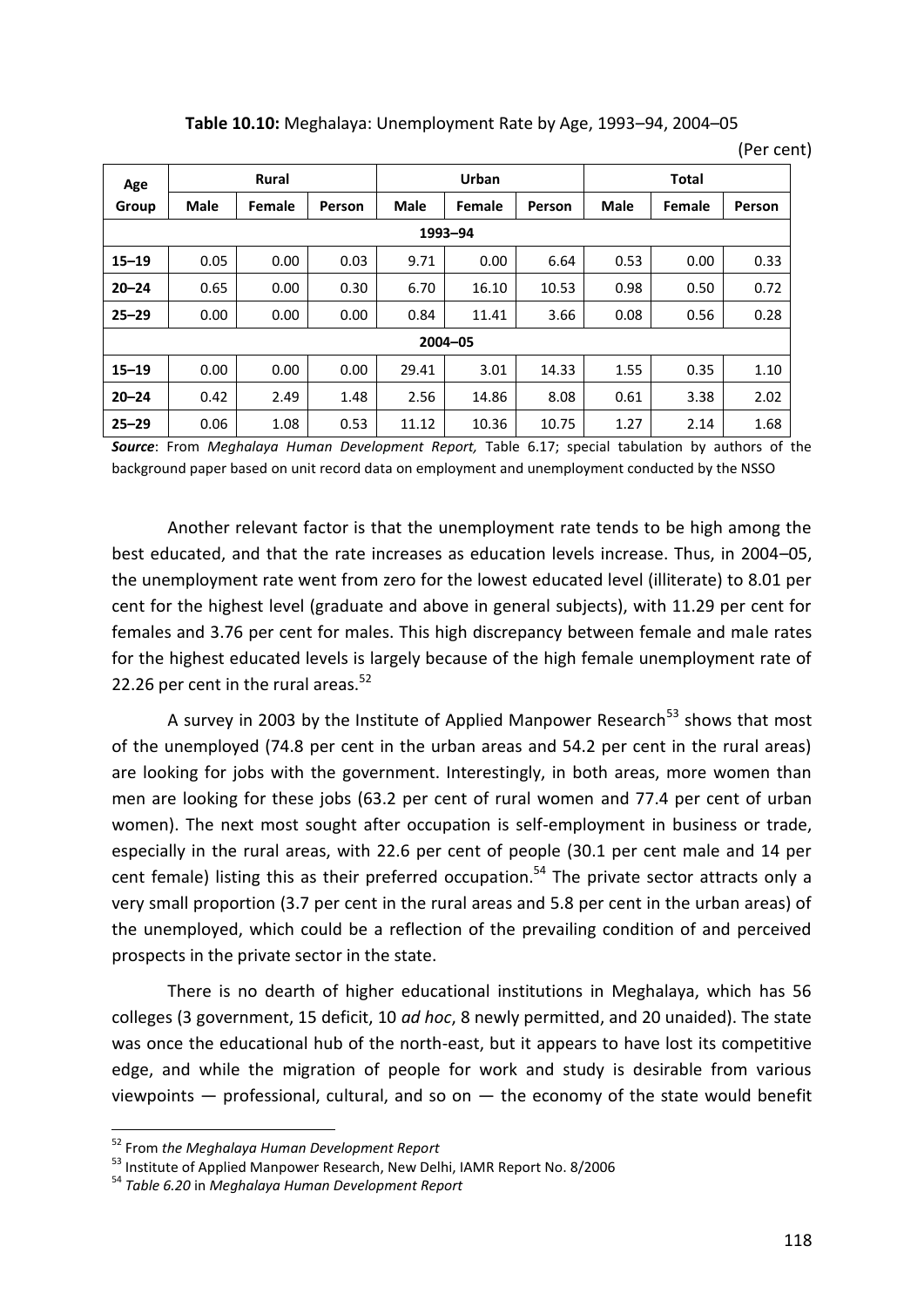**Table 10.10:** Meghalaya: Unemployment Rate by Age, 1993–94, 2004–05

(Per cent)

| Age Group | Rural | | | Urban | | | Total | | |
|---|---|---|---|---|---|---|---|---|---|
| | Male | Female | Person | Male | Female | Person | Male | Female | Person |
| **1993–94** | | | | | | | | | |
| **15–19** | 0.05 | 0.00 | 0.03 | 9.71 | 0.00 | 6.64 | 0.53 | 0.00 | 0.33 |
| **20–24** | 0.65 | 0.00 | 0.30 | 6.70 | 16.10 | 10.53 | 0.98 | 0.50 | 0.72 |
| **25–29** | 0.00 | 0.00 | 0.00 | 0.84 | 11.41 | 3.66 | 0.08 | 0.56 | 0.28 |
| **2004–05** | | | | | | | | | |
| **15–19** | 0.00 | 0.00 | 0.00 | 29.41 | 3.01 | 14.33 | 1.55 | 0.35 | 1.10 |
| **20–24** | 0.42 | 2.49 | 1.48 | 2.56 | 14.86 | 8.08 | 0.61 | 3.38 | 2.02 |
| **25–29** | 0.06 | 1.08 | 0.53 | 11.12 | 10.36 | 10.75 | 1.27 | 2.14 | 1.68 |

***Source***: From *Meghalaya Human Development Report,* Table 6.17; special tabulation by authors of the background paper based on unit record data on employment and unemployment conducted by the NSSO

Another relevant factor is that the unemployment rate tends to be high among the best educated, and that the rate increases as education levels increase. Thus, in 2004–05, the unemployment rate went from zero for the lowest educated level (illiterate) to 8.01 per cent for the highest level (graduate and above in general subjects), with 11.29 per cent for females and 3.76 per cent for males. This high discrepancy between female and male rates for the highest educated levels is largely because of the high female unemployment rate of 22.26 per cent in the rural areas.[52]

A survey in 2003 by the Institute of Applied Manpower Research[53] shows that most of the unemployed (74.8 per cent in the urban areas and 54.2 per cent in the rural areas) are looking for jobs with the government. Interestingly, in both areas, more women than men are looking for these jobs (63.2 per cent of rural women and 77.4 per cent of urban women). The next most sought after occupation is self-employment in business or trade, especially in the rural areas, with 22.6 per cent of people (30.1 per cent male and 14 per cent female) listing this as their preferred occupation.[54] The private sector attracts only a very small proportion (3.7 per cent in the rural areas and 5.8 per cent in the urban areas) of the unemployed, which could be a reflection of the prevailing condition of and perceived prospects in the private sector in the state.

There is no dearth of higher educational institutions in Meghalaya, which has 56 colleges (3 government, 15 deficit, 10 *ad hoc*, 8 newly permitted, and 20 unaided). The state was once the educational hub of the north-east, but it appears to have lost its competitive edge, and while the migration of people for work and study is desirable from various viewpoints — professional, cultural, and so on — the economy of the state would benefit

---

[52] From *the Meghalaya Human Development Report*

[53] Institute of Applied Manpower Research, New Delhi, IAMR Report No. 8/2006

[54] *Table 6.20* in *Meghalaya Human Development Report*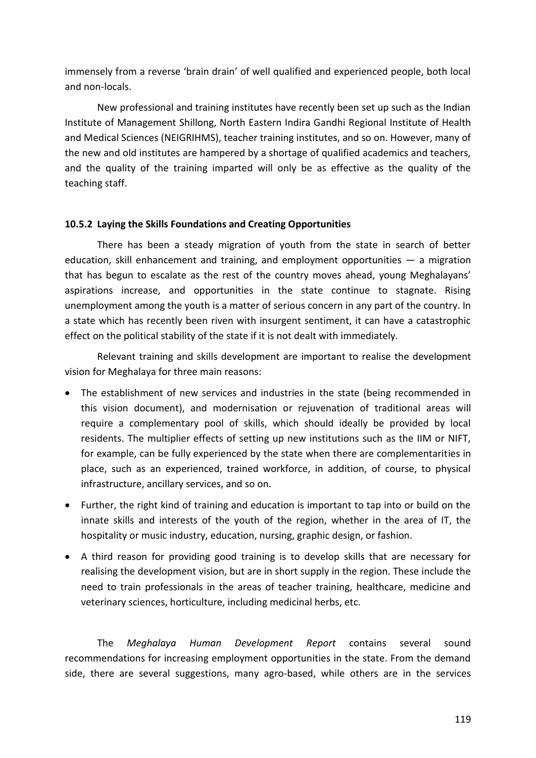immensely from a reverse 'brain drain' of well qualified and experienced people, both local and non-locals.

New professional and training institutes have recently been set up such as the Indian Institute of Management Shillong, North Eastern Indira Gandhi Regional Institute of Health and Medical Sciences (NEIGRIHMS), teacher training institutes, and so on. However, many of the new and old institutes are hampered by a shortage of qualified academics and teachers, and the quality of the training imparted will only be as effective as the quality of the teaching staff.

### 10.5.2 Laying the Skills Foundations and Creating Opportunities

There has been a steady migration of youth from the state in search of better education, skill enhancement and training, and employment opportunities — a migration that has begun to escalate as the rest of the country moves ahead, young Meghalayans' aspirations increase, and opportunities in the state continue to stagnate. Rising unemployment among the youth is a matter of serious concern in any part of the country. In a state which has recently been riven with insurgent sentiment, it can have a catastrophic effect on the political stability of the state if it is not dealt with immediately.

Relevant training and skills development are important to realise the development vision for Meghalaya for three main reasons:

- The establishment of new services and industries in the state (being recommended in this vision document), and modernisation or rejuvenation of traditional areas will require a complementary pool of skills, which should ideally be provided by local residents. The multiplier effects of setting up new institutions such as the IIM or NIFT, for example, can be fully experienced by the state when there are complementarities in place, such as an experienced, trained workforce, in addition, of course, to physical infrastructure, ancillary services, and so on.
- Further, the right kind of training and education is important to tap into or build on the innate skills and interests of the youth of the region, whether in the area of IT, the hospitality or music industry, education, nursing, graphic design, or fashion.
- A third reason for providing good training is to develop skills that are necessary for realising the development vision, but are in short supply in the region. These include the need to train professionals in the areas of teacher training, healthcare, medicine and veterinary sciences, horticulture, including medicinal herbs, etc.

The *Meghalaya Human Development Report* contains several sound recommendations for increasing employment opportunities in the state. From the demand side, there are several suggestions, many agro-based, while others are in the services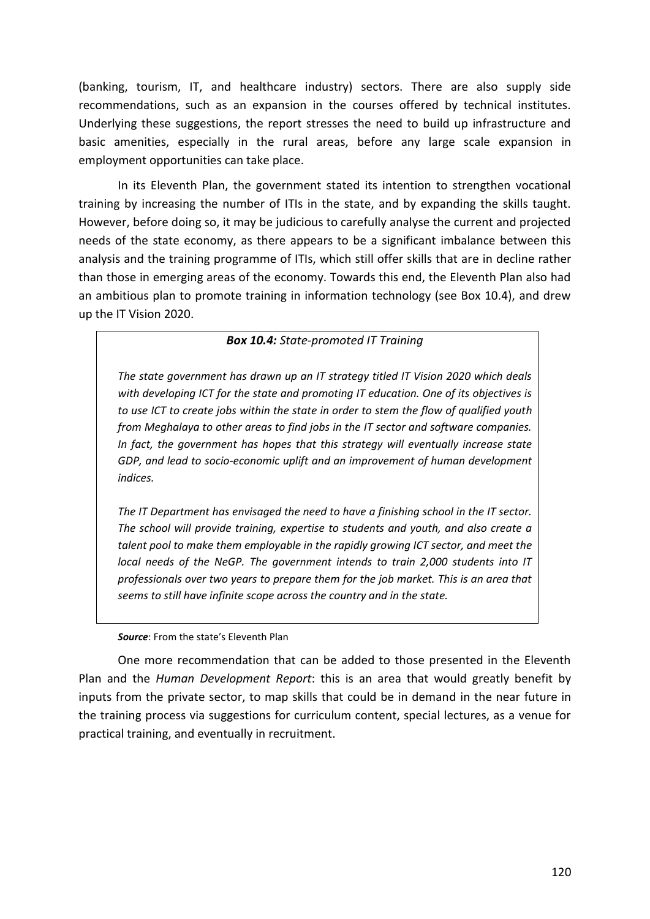(banking, tourism, IT, and healthcare industry) sectors. There are also supply side recommendations, such as an expansion in the courses offered by technical institutes. Underlying these suggestions, the report stresses the need to build up infrastructure and basic amenities, especially in the rural areas, before any large scale expansion in employment opportunities can take place.

In its Eleventh Plan, the government stated its intention to strengthen vocational training by increasing the number of ITIs in the state, and by expanding the skills taught. However, before doing so, it may be judicious to carefully analyse the current and projected needs of the state economy, as there appears to be a significant imbalance between this analysis and the training programme of ITIs, which still offer skills that are in decline rather than those in emerging areas of the economy. Towards this end, the Eleventh Plan also had an ambitious plan to promote training in information technology (see Box 10.4), and drew up the IT Vision 2020.

> ***Box 10.4:** State-promoted IT Training*
>
> *The state government has drawn up an IT strategy titled IT Vision 2020 which deals with developing ICT for the state and promoting IT education. One of its objectives is to use ICT to create jobs within the state in order to stem the flow of qualified youth from Meghalaya to other areas to find jobs in the IT sector and software companies. In fact, the government has hopes that this strategy will eventually increase state GDP, and lead to socio-economic uplift and an improvement of human development indices.*
>
> *The IT Department has envisaged the need to have a finishing school in the IT sector. The school will provide training, expertise to students and youth, and also create a talent pool to make them employable in the rapidly growing ICT sector, and meet the local needs of the NeGP. The government intends to train 2,000 students into IT professionals over two years to prepare them for the job market. This is an area that seems to still have infinite scope across the country and in the state.*

***Source***: From the state's Eleventh Plan

One more recommendation that can be added to those presented in the Eleventh Plan and the *Human Development Report*: this is an area that would greatly benefit by inputs from the private sector, to map skills that could be in demand in the near future in the training process via suggestions for curriculum content, special lectures, as a venue for practical training, and eventually in recruitment.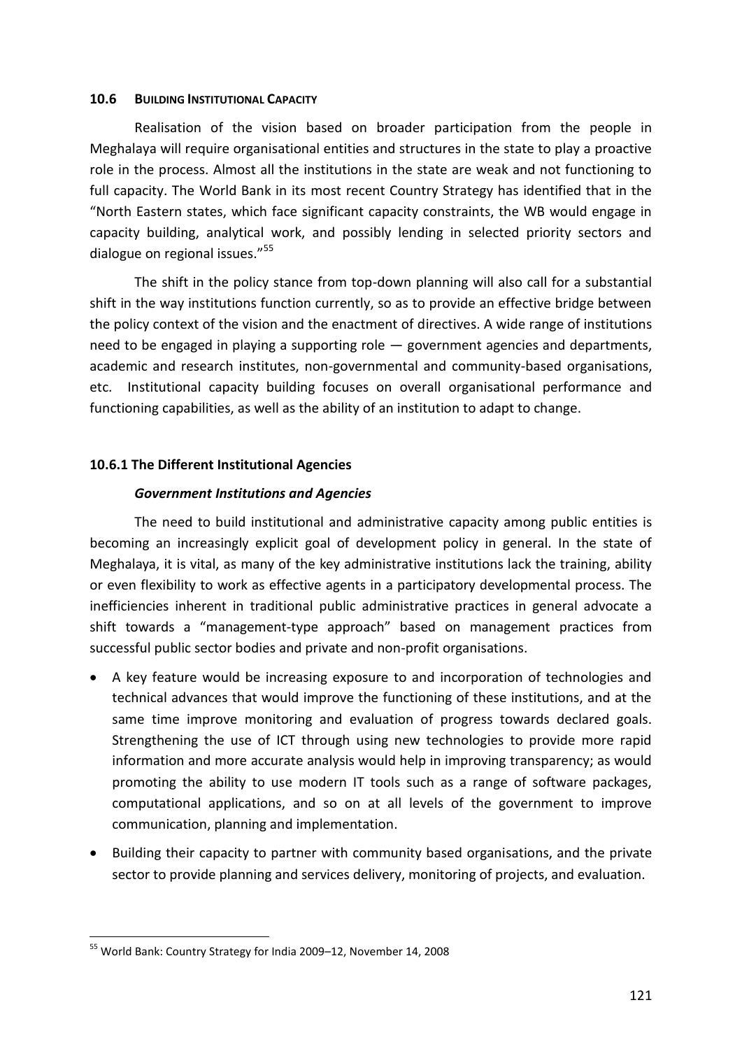## 10.6 Building Institutional Capacity

Realisation of the vision based on broader participation from the people in Meghalaya will require organisational entities and structures in the state to play a proactive role in the process. Almost all the institutions in the state are weak and not functioning to full capacity. The World Bank in its most recent Country Strategy has identified that in the "North Eastern states, which face significant capacity constraints, the WB would engage in capacity building, analytical work, and possibly lending in selected priority sectors and dialogue on regional issues."[55]

The shift in the policy stance from top-down planning will also call for a substantial shift in the way institutions function currently, so as to provide an effective bridge between the policy context of the vision and the enactment of directives. A wide range of institutions need to be engaged in playing a supporting role — government agencies and departments, academic and research institutes, non-governmental and community-based organisations, etc. Institutional capacity building focuses on overall organisational performance and functioning capabilities, as well as the ability of an institution to adapt to change.

### 10.6.1 The Different Institutional Agencies

***Government Institutions and Agencies***

The need to build institutional and administrative capacity among public entities is becoming an increasingly explicit goal of development policy in general. In the state of Meghalaya, it is vital, as many of the key administrative institutions lack the training, ability or even flexibility to work as effective agents in a participatory developmental process. The inefficiencies inherent in traditional public administrative practices in general advocate a shift towards a "management-type approach" based on management practices from successful public sector bodies and private and non-profit organisations.

- A key feature would be increasing exposure to and incorporation of technologies and technical advances that would improve the functioning of these institutions, and at the same time improve monitoring and evaluation of progress towards declared goals. Strengthening the use of ICT through using new technologies to provide more rapid information and more accurate analysis would help in improving transparency; as would promoting the ability to use modern IT tools such as a range of software packages, computational applications, and so on at all levels of the government to improve communication, planning and implementation.
- Building their capacity to partner with community based organisations, and the private sector to provide planning and services delivery, monitoring of projects, and evaluation.

---

[55] World Bank: Country Strategy for India 2009–12, November 14, 2008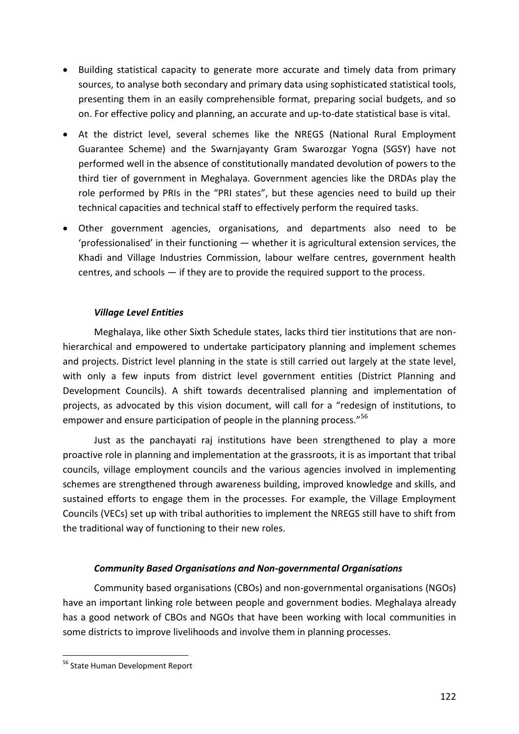- Building statistical capacity to generate more accurate and timely data from primary sources, to analyse both secondary and primary data using sophisticated statistical tools, presenting them in an easily comprehensible format, preparing social budgets, and so on. For effective policy and planning, an accurate and up-to-date statistical base is vital.
- At the district level, several schemes like the NREGS (National Rural Employment Guarantee Scheme) and the Swarnjayanty Gram Swarozgar Yogna (SGSY) have not performed well in the absence of constitutionally mandated devolution of powers to the third tier of government in Meghalaya. Government agencies like the DRDAs play the role performed by PRIs in the "PRI states", but these agencies need to build up their technical capacities and technical staff to effectively perform the required tasks.
- Other government agencies, organisations, and departments also need to be 'professionalised' in their functioning — whether it is agricultural extension services, the Khadi and Village Industries Commission, labour welfare centres, government health centres, and schools — if they are to provide the required support to the process.

### *Village Level Entities*

Meghalaya, like other Sixth Schedule states, lacks third tier institutions that are non-hierarchical and empowered to undertake participatory planning and implement schemes and projects. District level planning in the state is still carried out largely at the state level, with only a few inputs from district level government entities (District Planning and Development Councils). A shift towards decentralised planning and implementation of projects, as advocated by this vision document, will call for a "redesign of institutions, to empower and ensure participation of people in the planning process."[56]

Just as the panchayati raj institutions have been strengthened to play a more proactive role in planning and implementation at the grassroots, it is as important that tribal councils, village employment councils and the various agencies involved in implementing schemes are strengthened through awareness building, improved knowledge and skills, and sustained efforts to engage them in the processes. For example, the Village Employment Councils (VECs) set up with tribal authorities to implement the NREGS still have to shift from the traditional way of functioning to their new roles.

### *Community Based Organisations and Non-governmental Organisations*

Community based organisations (CBOs) and non-governmental organisations (NGOs) have an important linking role between people and government bodies. Meghalaya already has a good network of CBOs and NGOs that have been working with local communities in some districts to improve livelihoods and involve them in planning processes.

[56] State Human Development Report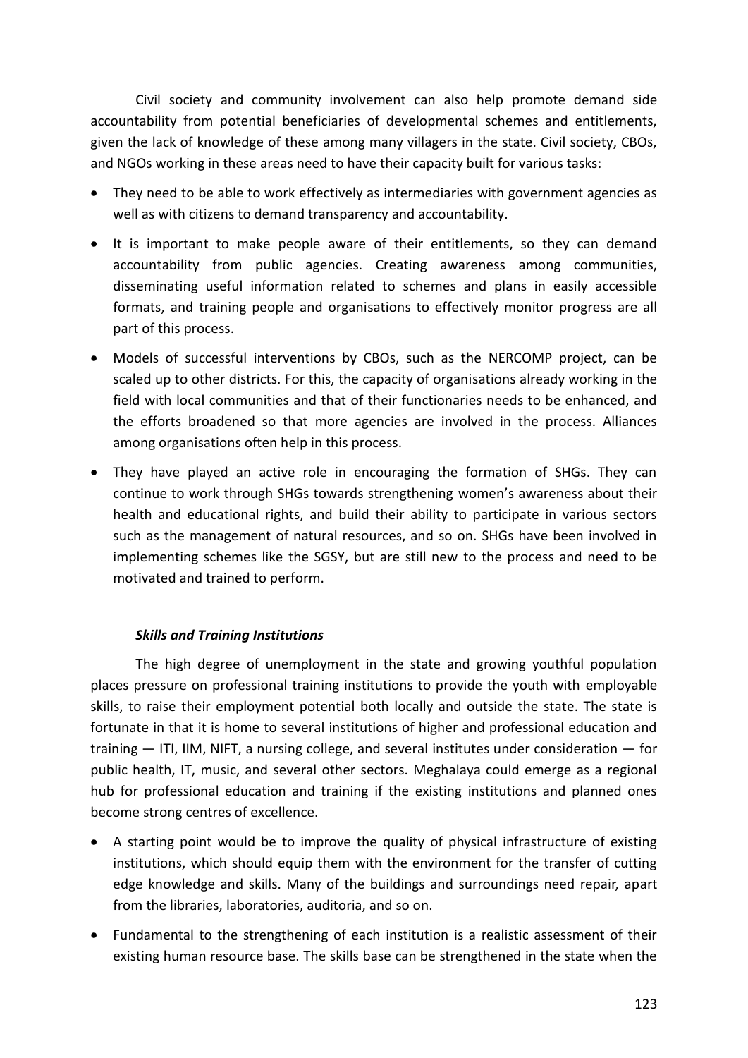Civil society and community involvement can also help promote demand side accountability from potential beneficiaries of developmental schemes and entitlements, given the lack of knowledge of these among many villagers in the state. Civil society, CBOs, and NGOs working in these areas need to have their capacity built for various tasks:

- They need to be able to work effectively as intermediaries with government agencies as well as with citizens to demand transparency and accountability.
- It is important to make people aware of their entitlements, so they can demand accountability from public agencies. Creating awareness among communities, disseminating useful information related to schemes and plans in easily accessible formats, and training people and organisations to effectively monitor progress are all part of this process.
- Models of successful interventions by CBOs, such as the NERCOMP project, can be scaled up to other districts. For this, the capacity of organisations already working in the field with local communities and that of their functionaries needs to be enhanced, and the efforts broadened so that more agencies are involved in the process. Alliances among organisations often help in this process.
- They have played an active role in encouraging the formation of SHGs. They can continue to work through SHGs towards strengthening women's awareness about their health and educational rights, and build their ability to participate in various sectors such as the management of natural resources, and so on. SHGs have been involved in implementing schemes like the SGSY, but are still new to the process and need to be motivated and trained to perform.

***Skills and Training Institutions***

The high degree of unemployment in the state and growing youthful population places pressure on professional training institutions to provide the youth with employable skills, to raise their employment potential both locally and outside the state. The state is fortunate in that it is home to several institutions of higher and professional education and training — ITI, IIM, NIFT, a nursing college, and several institutes under consideration — for public health, IT, music, and several other sectors. Meghalaya could emerge as a regional hub for professional education and training if the existing institutions and planned ones become strong centres of excellence.

- A starting point would be to improve the quality of physical infrastructure of existing institutions, which should equip them with the environment for the transfer of cutting edge knowledge and skills. Many of the buildings and surroundings need repair, apart from the libraries, laboratories, auditoria, and so on.
- Fundamental to the strengthening of each institution is a realistic assessment of their existing human resource base. The skills base can be strengthened in the state when the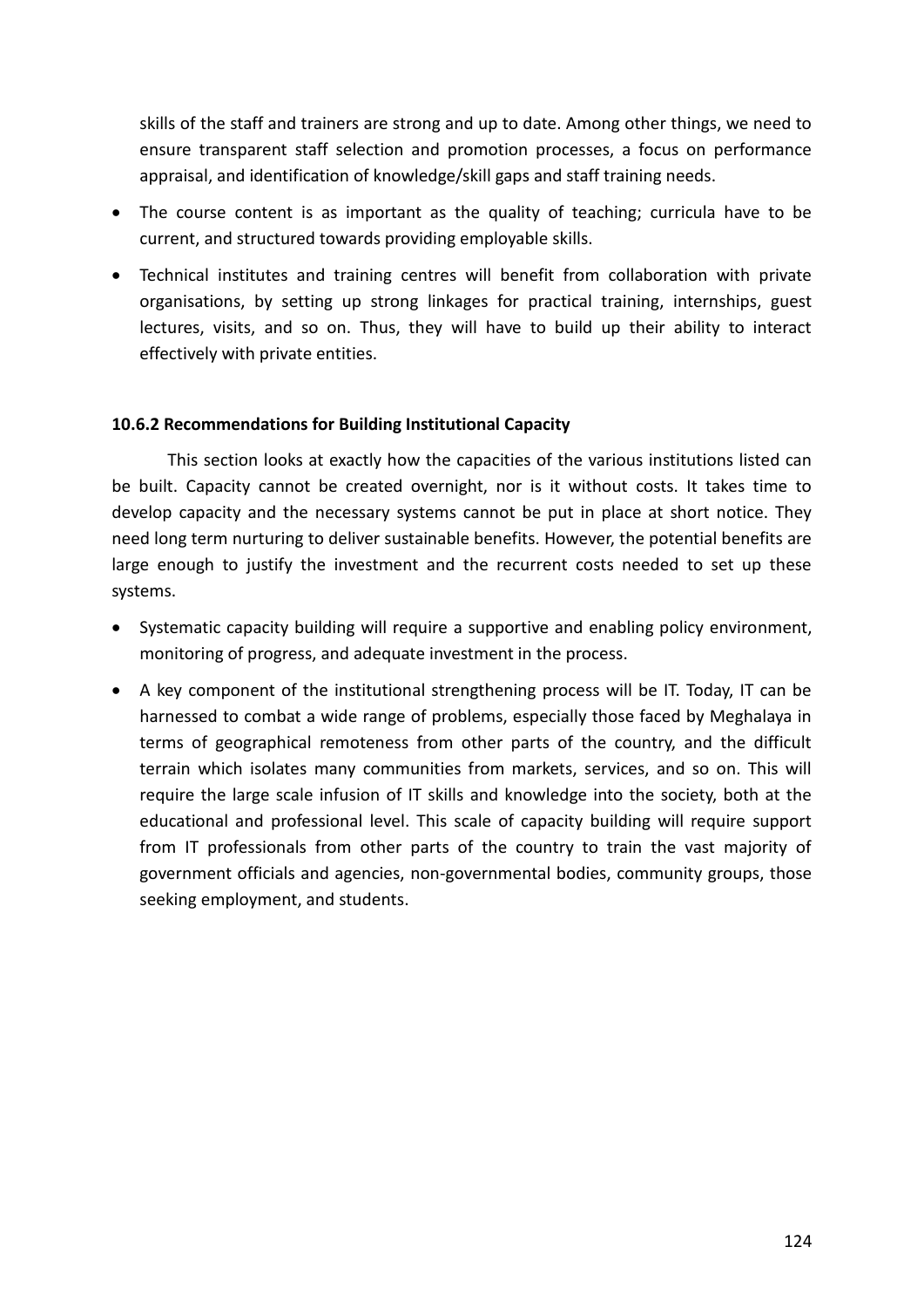skills of the staff and trainers are strong and up to date. Among other things, we need to ensure transparent staff selection and promotion processes, a focus on performance appraisal, and identification of knowledge/skill gaps and staff training needs.

- The course content is as important as the quality of teaching; curricula have to be current, and structured towards providing employable skills.
- Technical institutes and training centres will benefit from collaboration with private organisations, by setting up strong linkages for practical training, internships, guest lectures, visits, and so on. Thus, they will have to build up their ability to interact effectively with private entities.

#### 10.6.2 Recommendations for Building Institutional Capacity

This section looks at exactly how the capacities of the various institutions listed can be built. Capacity cannot be created overnight, nor is it without costs. It takes time to develop capacity and the necessary systems cannot be put in place at short notice. They need long term nurturing to deliver sustainable benefits. However, the potential benefits are large enough to justify the investment and the recurrent costs needed to set up these systems.

- Systematic capacity building will require a supportive and enabling policy environment, monitoring of progress, and adequate investment in the process.
- A key component of the institutional strengthening process will be IT. Today, IT can be harnessed to combat a wide range of problems, especially those faced by Meghalaya in terms of geographical remoteness from other parts of the country, and the difficult terrain which isolates many communities from markets, services, and so on. This will require the large scale infusion of IT skills and knowledge into the society, both at the educational and professional level. This scale of capacity building will require support from IT professionals from other parts of the country to train the vast majority of government officials and agencies, non-governmental bodies, community groups, those seeking employment, and students.